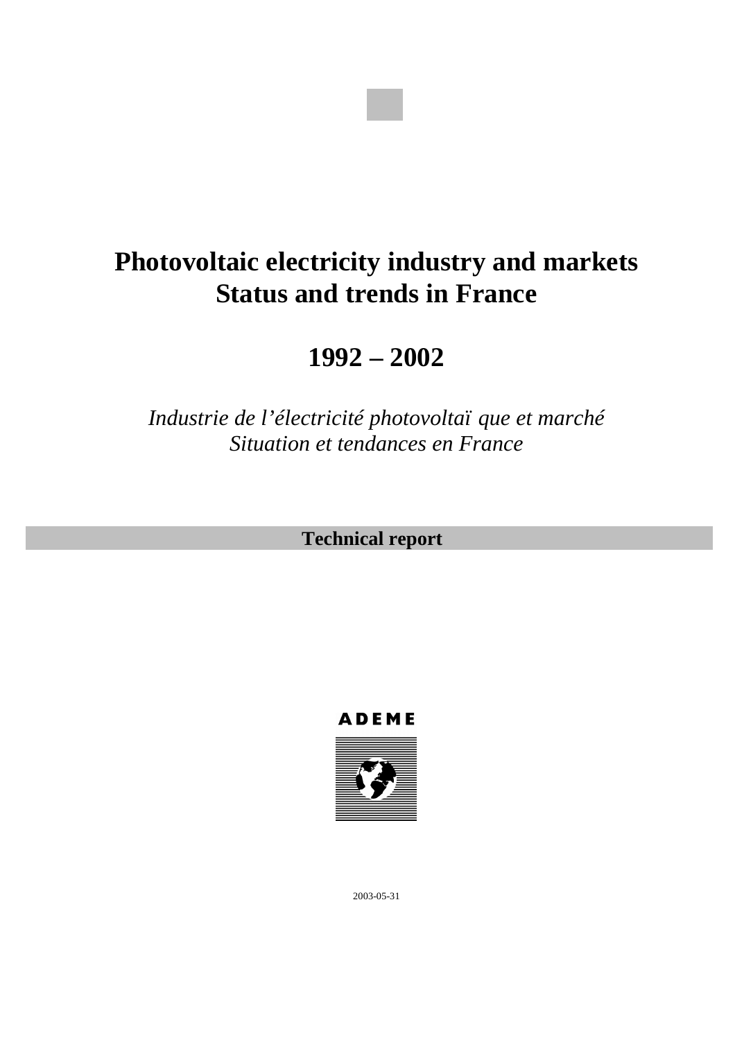# Photovoltaic electricity industry and markets
# Status and trends in France

# 1992 – 2002

*Industrie de l'électricité photovoltaïque et marché*
*Situation et tendances en France*

**Technical report**

ADEME

2003-05-31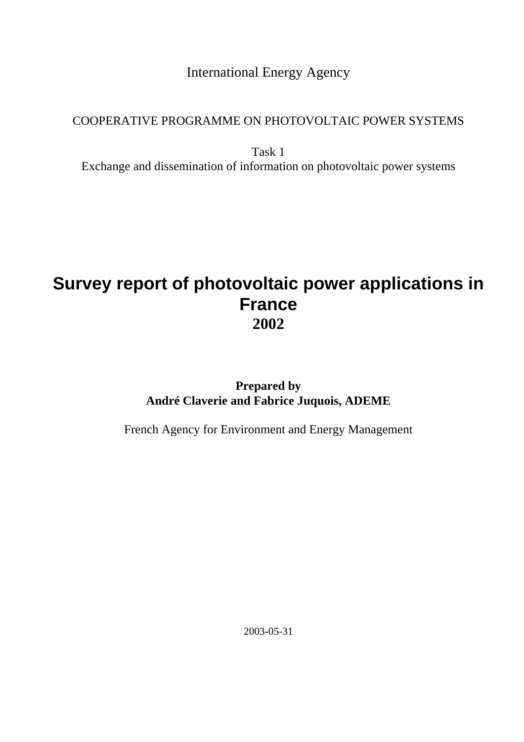International Energy Agency

COOPERATIVE PROGRAMME ON PHOTOVOLTAIC POWER SYSTEMS

Task 1
Exchange and dissemination of information on photovoltaic power systems

# Survey report of photovoltaic power applications in France
## 2002

**Prepared by**
**André Claverie and Fabrice Juquois, ADEME**

French Agency for Environment and Energy Management

2003-05-31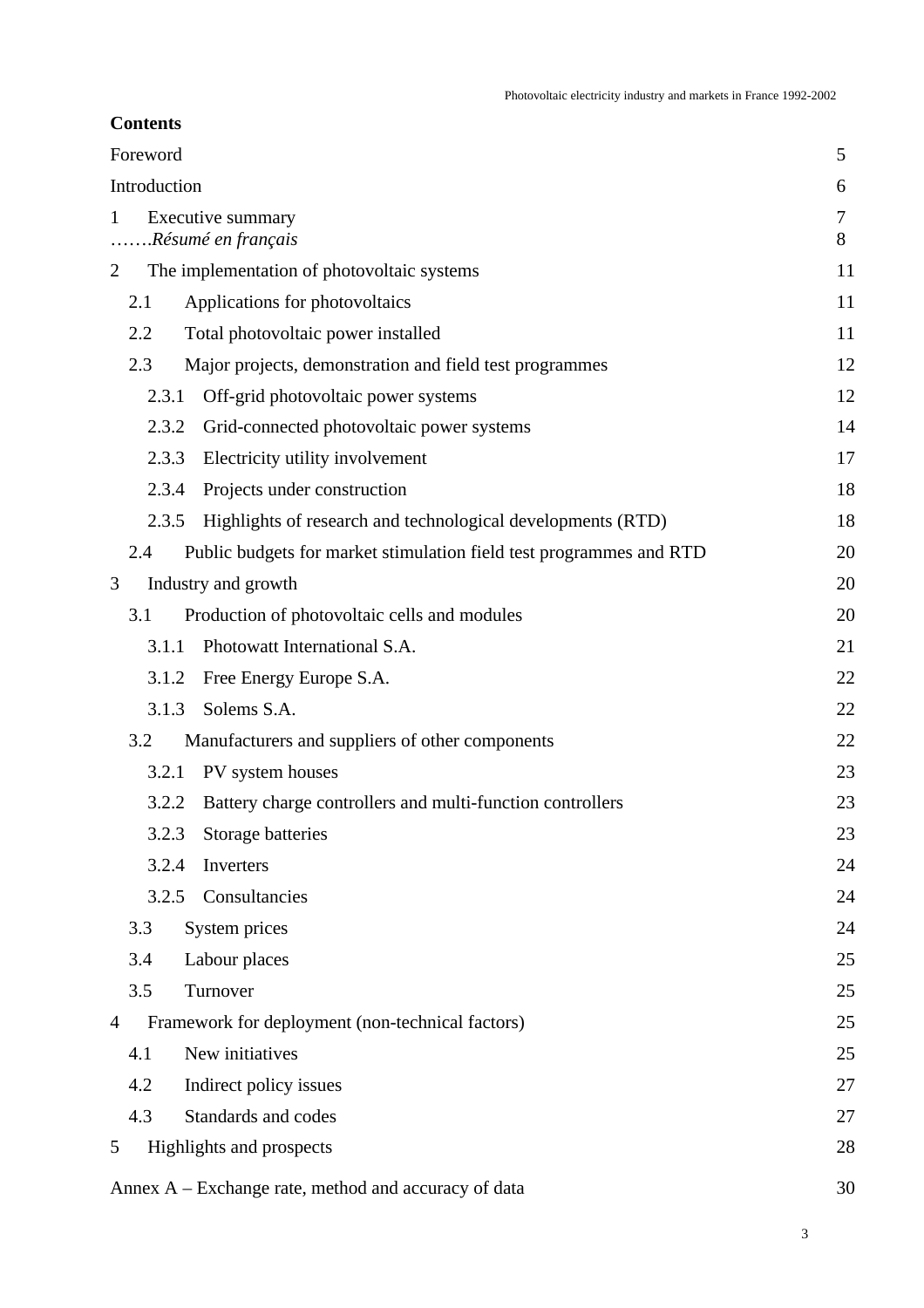**Contents**

| | |
|---|---|
| Foreword | 5 |
| Introduction | 6 |
| 1 Executive summary | 7 |
| …….*Résumé en français* | 8 |
| 2 The implementation of photovoltaic systems | 11 |
| 2.1 Applications for photovoltaics | 11 |
| 2.2 Total photovoltaic power installed | 11 |
| 2.3 Major projects, demonstration and field test programmes | 12 |
| 2.3.1 Off-grid photovoltaic power systems | 12 |
| 2.3.2 Grid-connected photovoltaic power systems | 14 |
| 2.3.3 Electricity utility involvement | 17 |
| 2.3.4 Projects under construction | 18 |
| 2.3.5 Highlights of research and technological developments (RTD) | 18 |
| 2.4 Public budgets for market stimulation field test programmes and RTD | 20 |
| 3 Industry and growth | 20 |
| 3.1 Production of photovoltaic cells and modules | 20 |
| 3.1.1 Photowatt International S.A. | 21 |
| 3.1.2 Free Energy Europe S.A. | 22 |
| 3.1.3 Solems S.A. | 22 |
| 3.2 Manufacturers and suppliers of other components | 22 |
| 3.2.1 PV system houses | 23 |
| 3.2.2 Battery charge controllers and multi-function controllers | 23 |
| 3.2.3 Storage batteries | 23 |
| 3.2.4 Inverters | 24 |
| 3.2.5 Consultancies | 24 |
| 3.3 System prices | 24 |
| 3.4 Labour places | 25 |
| 3.5 Turnover | 25 |
| 4 Framework for deployment (non-technical factors) | 25 |
| 4.1 New initiatives | 25 |
| 4.2 Indirect policy issues | 27 |
| 4.3 Standards and codes | 27 |
| 5 Highlights and prospects | 28 |
| Annex A – Exchange rate, method and accuracy of data | 30 |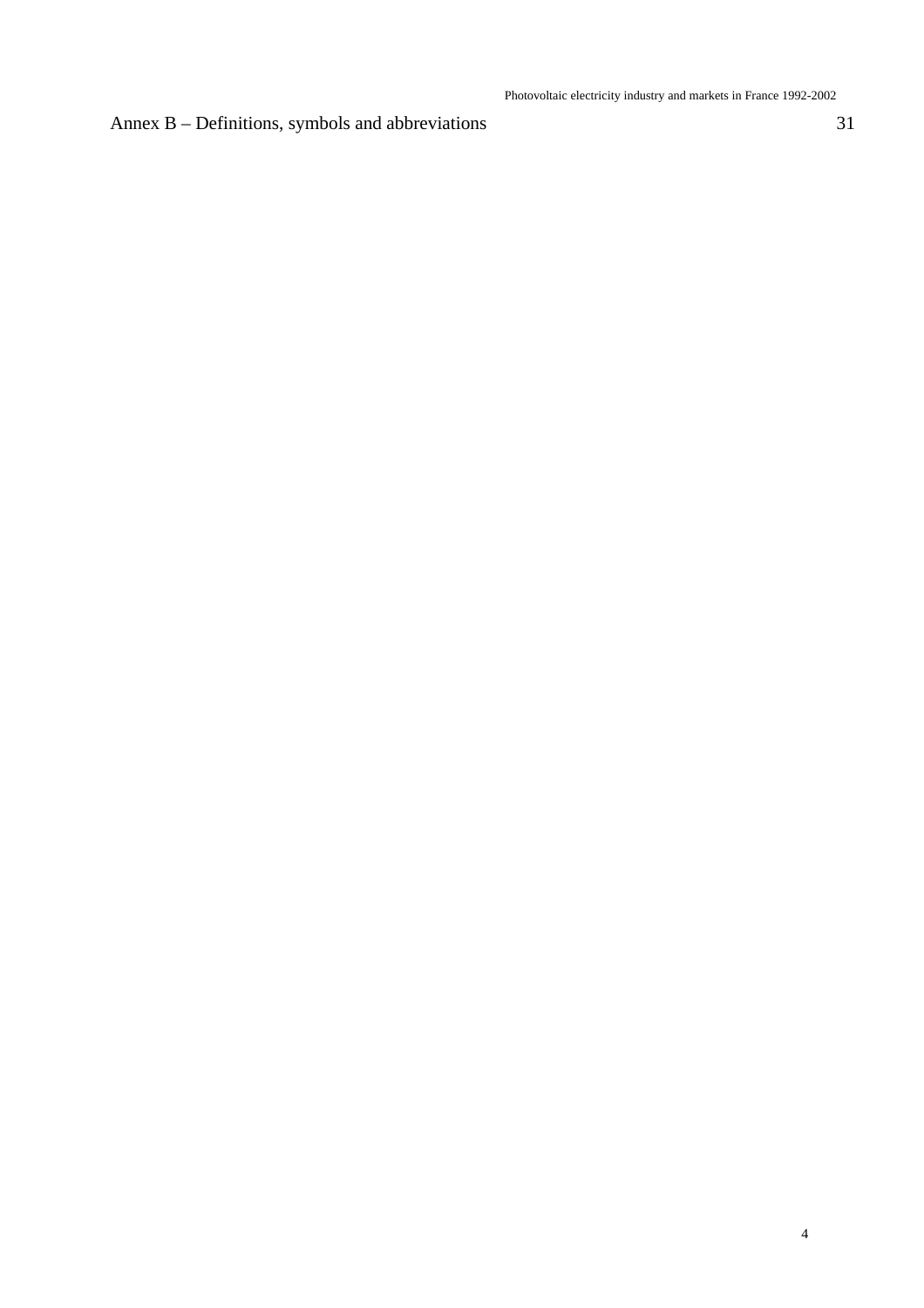Annex B – Definitions, symbols and abbreviations 31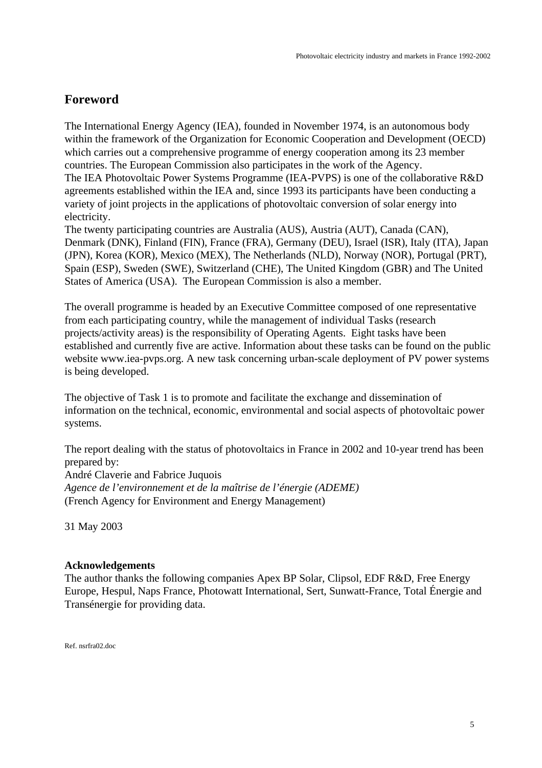## Foreword

The International Energy Agency (IEA), founded in November 1974, is an autonomous body within the framework of the Organization for Economic Cooperation and Development (OECD) which carries out a comprehensive programme of energy cooperation among its 23 member countries. The European Commission also participates in the work of the Agency.
The IEA Photovoltaic Power Systems Programme (IEA-PVPS) is one of the collaborative R&D agreements established within the IEA and, since 1993 its participants have been conducting a variety of joint projects in the applications of photovoltaic conversion of solar energy into electricity.
The twenty participating countries are Australia (AUS), Austria (AUT), Canada (CAN), Denmark (DNK), Finland (FIN), France (FRA), Germany (DEU), Israel (ISR), Italy (ITA), Japan (JPN), Korea (KOR), Mexico (MEX), The Netherlands (NLD), Norway (NOR), Portugal (PRT), Spain (ESP), Sweden (SWE), Switzerland (CHE), The United Kingdom (GBR) and The United States of America (USA). The European Commission is also a member.

The overall programme is headed by an Executive Committee composed of one representative from each participating country, while the management of individual Tasks (research projects/activity areas) is the responsibility of Operating Agents. Eight tasks have been established and currently five are active. Information about these tasks can be found on the public website www.iea-pvps.org. A new task concerning urban-scale deployment of PV power systems is being developed.

The objective of Task 1 is to promote and facilitate the exchange and dissemination of information on the technical, economic, environmental and social aspects of photovoltaic power systems.

The report dealing with the status of photovoltaics in France in 2002 and 10-year trend has been prepared by:
André Claverie and Fabrice Juquois
*Agence de l'environnement et de la maîtrise de l'énergie (ADEME)*
(French Agency for Environment and Energy Management)

31 May 2003

**Acknowledgements**
The author thanks the following companies Apex BP Solar, Clipsol, EDF R&D, Free Energy Europe, Hespul, Naps France, Photowatt International, Sert, Sunwatt-France, Total Énergie and Transénergie for providing data.

Ref. nsrfra02.doc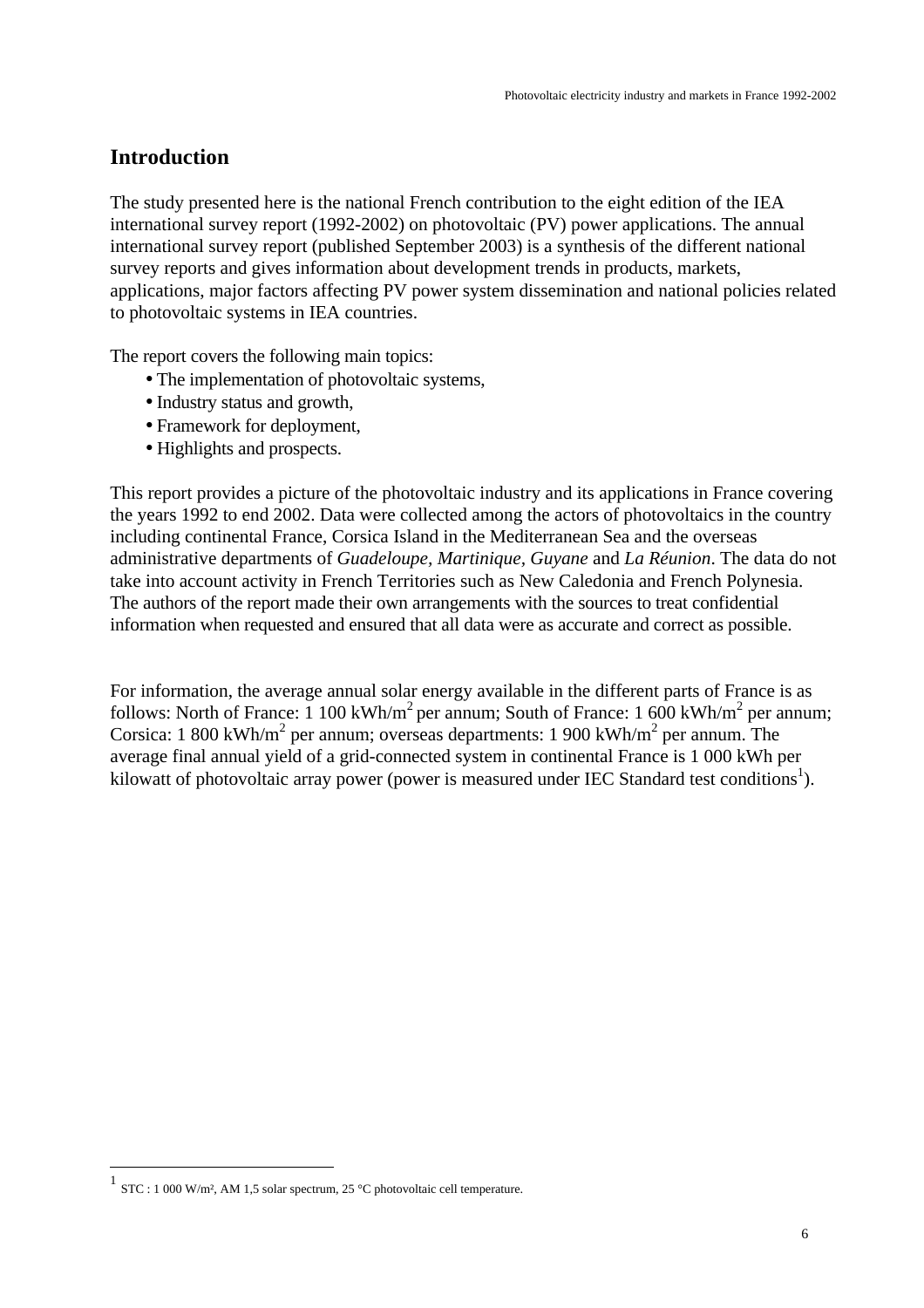# Introduction

The study presented here is the national French contribution to the eight edition of the IEA international survey report (1992-2002) on photovoltaic (PV) power applications. The annual international survey report (published September 2003) is a synthesis of the different national survey reports and gives information about development trends in products, markets, applications, major factors affecting PV power system dissemination and national policies related to photovoltaic systems in IEA countries.

The report covers the following main topics:

- The implementation of photovoltaic systems,
- Industry status and growth,
- Framework for deployment,
- Highlights and prospects.

This report provides a picture of the photovoltaic industry and its applications in France covering the years 1992 to end 2002. Data were collected among the actors of photovoltaics in the country including continental France, Corsica Island in the Mediterranean Sea and the overseas administrative departments of *Guadeloupe, Martinique, Guyane* and *La Réunion*. The data do not take into account activity in French Territories such as New Caledonia and French Polynesia. The authors of the report made their own arrangements with the sources to treat confidential information when requested and ensured that all data were as accurate and correct as possible.

For information, the average annual solar energy available in the different parts of France is as follows: North of France: 1 100 kWh/$m^2$ per annum; South of France: 1 600 kWh/$m^2$ per annum; Corsica: 1 800 kWh/$m^2$ per annum; overseas departments: 1 900 kWh/$m^2$ per annum. The average final annual yield of a grid-connected system in continental France is 1 000 kWh per kilowatt of photovoltaic array power (power is measured under IEC Standard test conditions[1]).

[1] STC : 1 000 W/m², AM 1,5 solar spectrum, 25 °C photovoltaic cell temperature.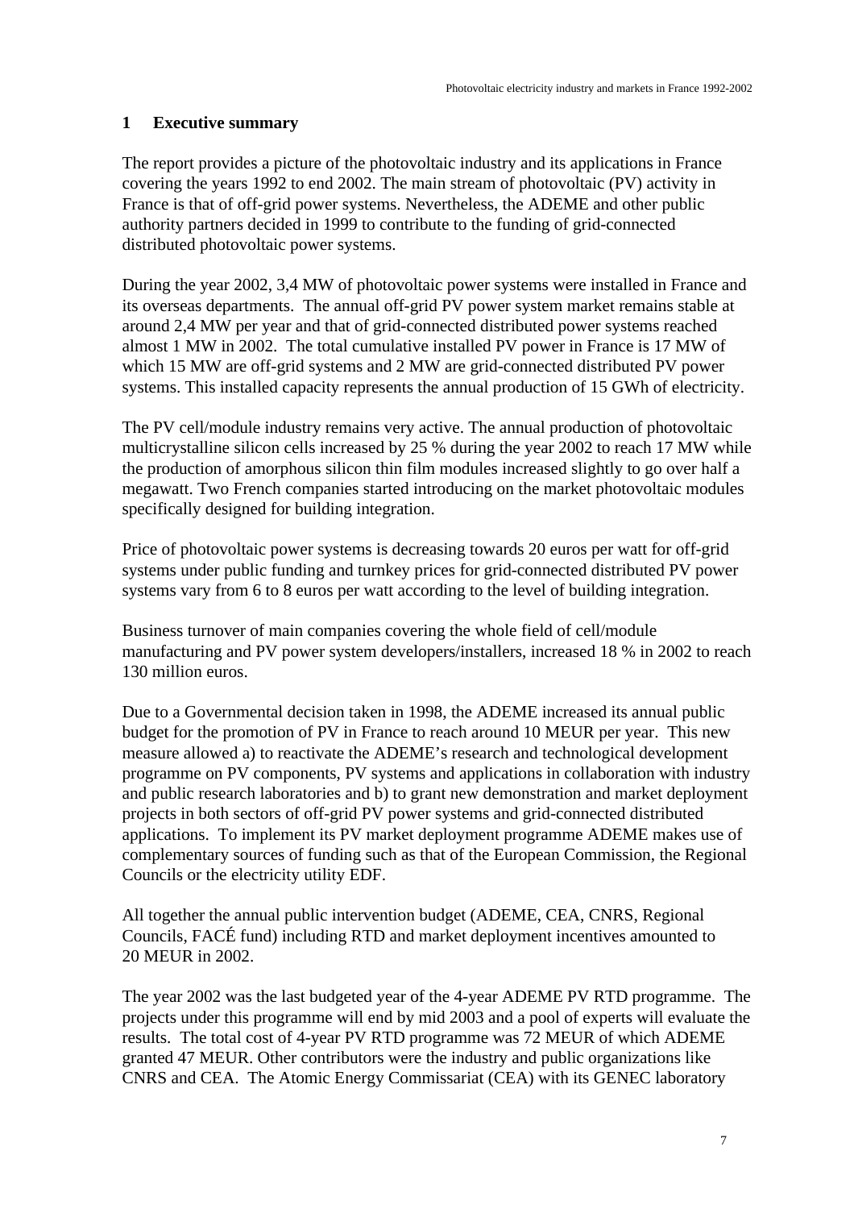# 1 Executive summary

The report provides a picture of the photovoltaic industry and its applications in France covering the years 1992 to end 2002. The main stream of photovoltaic (PV) activity in France is that of off-grid power systems. Nevertheless, the ADEME and other public authority partners decided in 1999 to contribute to the funding of grid-connected distributed photovoltaic power systems.

During the year 2002, 3,4 MW of photovoltaic power systems were installed in France and its overseas departments. The annual off-grid PV power system market remains stable at around 2,4 MW per year and that of grid-connected distributed power systems reached almost 1 MW in 2002. The total cumulative installed PV power in France is 17 MW of which 15 MW are off-grid systems and 2 MW are grid-connected distributed PV power systems. This installed capacity represents the annual production of 15 GWh of electricity.

The PV cell/module industry remains very active. The annual production of photovoltaic multicrystalline silicon cells increased by 25 % during the year 2002 to reach 17 MW while the production of amorphous silicon thin film modules increased slightly to go over half a megawatt. Two French companies started introducing on the market photovoltaic modules specifically designed for building integration.

Price of photovoltaic power systems is decreasing towards 20 euros per watt for off-grid systems under public funding and turnkey prices for grid-connected distributed PV power systems vary from 6 to 8 euros per watt according to the level of building integration.

Business turnover of main companies covering the whole field of cell/module manufacturing and PV power system developers/installers, increased 18 % in 2002 to reach 130 million euros.

Due to a Governmental decision taken in 1998, the ADEME increased its annual public budget for the promotion of PV in France to reach around 10 MEUR per year. This new measure allowed a) to reactivate the ADEME's research and technological development programme on PV components, PV systems and applications in collaboration with industry and public research laboratories and b) to grant new demonstration and market deployment projects in both sectors of off-grid PV power systems and grid-connected distributed applications. To implement its PV market deployment programme ADEME makes use of complementary sources of funding such as that of the European Commission, the Regional Councils or the electricity utility EDF.

All together the annual public intervention budget (ADEME, CEA, CNRS, Regional Councils, FACÉ fund) including RTD and market deployment incentives amounted to 20 MEUR in 2002.

The year 2002 was the last budgeted year of the 4-year ADEME PV RTD programme. The projects under this programme will end by mid 2003 and a pool of experts will evaluate the results. The total cost of 4-year PV RTD programme was 72 MEUR of which ADEME granted 47 MEUR. Other contributors were the industry and public organizations like CNRS and CEA. The Atomic Energy Commissariat (CEA) with its GENEC laboratory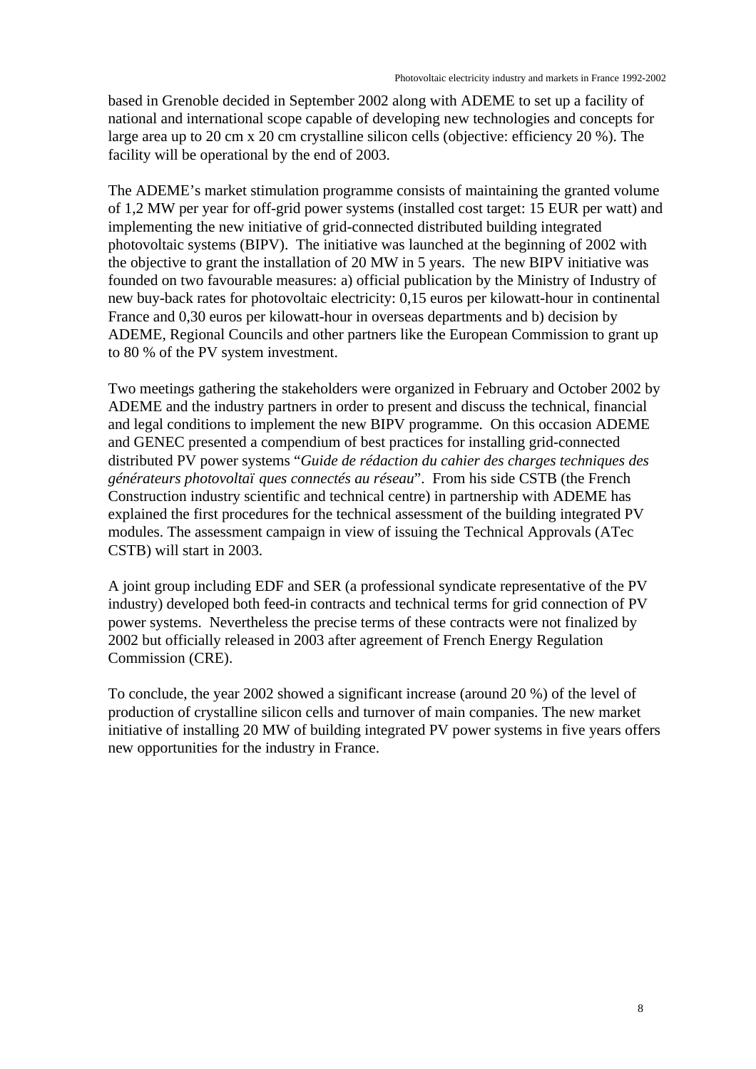based in Grenoble decided in September 2002 along with ADEME to set up a facility of national and international scope capable of developing new technologies and concepts for large area up to 20 cm x 20 cm crystalline silicon cells (objective: efficiency 20 %). The facility will be operational by the end of 2003.

The ADEME's market stimulation programme consists of maintaining the granted volume of 1,2 MW per year for off-grid power systems (installed cost target: 15 EUR per watt) and implementing the new initiative of grid-connected distributed building integrated photovoltaic systems (BIPV). The initiative was launched at the beginning of 2002 with the objective to grant the installation of 20 MW in 5 years. The new BIPV initiative was founded on two favourable measures: a) official publication by the Ministry of Industry of new buy-back rates for photovoltaic electricity: 0,15 euros per kilowatt-hour in continental France and 0,30 euros per kilowatt-hour in overseas departments and b) decision by ADEME, Regional Councils and other partners like the European Commission to grant up to 80 % of the PV system investment.

Two meetings gathering the stakeholders were organized in February and October 2002 by ADEME and the industry partners in order to present and discuss the technical, financial and legal conditions to implement the new BIPV programme. On this occasion ADEME and GENEC presented a compendium of best practices for installing grid-connected distributed PV power systems "*Guide de rédaction du cahier des charges techniques des générateurs photovoltaïques connectés au réseau*". From his side CSTB (the French Construction industry scientific and technical centre) in partnership with ADEME has explained the first procedures for the technical assessment of the building integrated PV modules. The assessment campaign in view of issuing the Technical Approvals (ATec CSTB) will start in 2003.

A joint group including EDF and SER (a professional syndicate representative of the PV industry) developed both feed-in contracts and technical terms for grid connection of PV power systems. Nevertheless the precise terms of these contracts were not finalized by 2002 but officially released in 2003 after agreement of French Energy Regulation Commission (CRE).

To conclude, the year 2002 showed a significant increase (around 20 %) of the level of production of crystalline silicon cells and turnover of main companies. The new market initiative of installing 20 MW of building integrated PV power systems in five years offers new opportunities for the industry in France.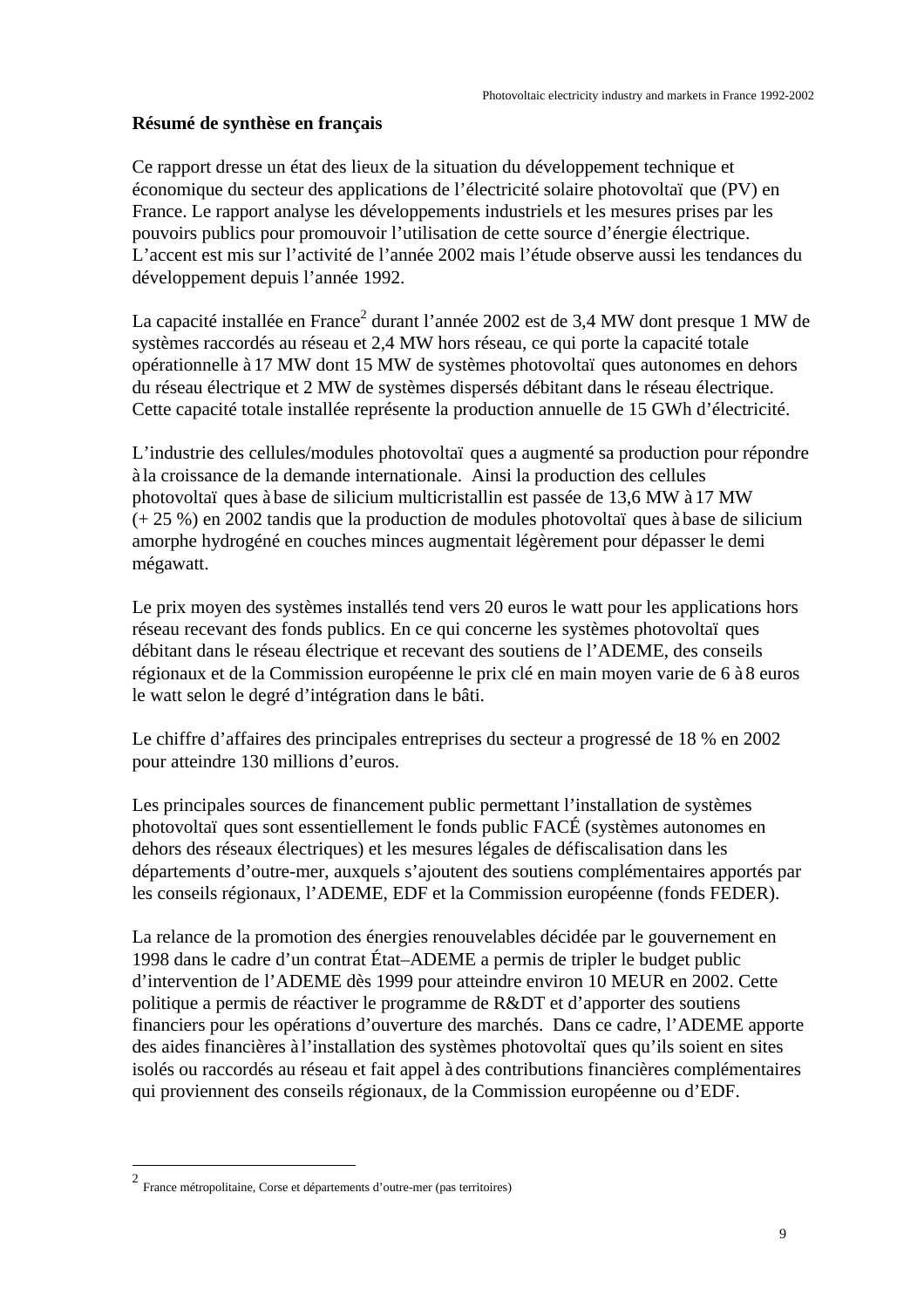**Résumé de synthèse en français**

Ce rapport dresse un état des lieux de la situation du développement technique et économique du secteur des applications de l'électricité solaire photovoltaïque (PV) en France. Le rapport analyse les développements industriels et les mesures prises par les pouvoirs publics pour promouvoir l'utilisation de cette source d'énergie électrique. L'accent est mis sur l'activité de l'année 2002 mais l'étude observe aussi les tendances du développement depuis l'année 1992.

La capacité installée en France[2] durant l'année 2002 est de 3,4 MW dont presque 1 MW de systèmes raccordés au réseau et 2,4 MW hors réseau, ce qui porte la capacité totale opérationnelle à 17 MW dont 15 MW de systèmes photovoltaïques autonomes en dehors du réseau électrique et 2 MW de systèmes dispersés débitant dans le réseau électrique. Cette capacité totale installée représente la production annuelle de 15 GWh d'électricité.

L'industrie des cellules/modules photovoltaïques a augmenté sa production pour répondre à la croissance de la demande internationale. Ainsi la production des cellules photovoltaïques à base de silicium multicristallin est passée de 13,6 MW à 17 MW (+ 25 %) en 2002 tandis que la production de modules photovoltaïques à base de silicium amorphe hydrogéné en couches minces augmentait légèrement pour dépasser le demi mégawatt.

Le prix moyen des systèmes installés tend vers 20 euros le watt pour les applications hors réseau recevant des fonds publics. En ce qui concerne les systèmes photovoltaïques débitant dans le réseau électrique et recevant des soutiens de l'ADEME, des conseils régionaux et de la Commission européenne le prix clé en main moyen varie de 6 à 8 euros le watt selon le degré d'intégration dans le bâti.

Le chiffre d'affaires des principales entreprises du secteur a progressé de 18 % en 2002 pour atteindre 130 millions d'euros.

Les principales sources de financement public permettant l'installation de systèmes photovoltaïques sont essentiellement le fonds public FACÉ (systèmes autonomes en dehors des réseaux électriques) et les mesures légales de défiscalisation dans les départements d'outre-mer, auxquels s'ajoutent des soutiens complémentaires apportés par les conseils régionaux, l'ADEME, EDF et la Commission européenne (fonds FEDER).

La relance de la promotion des énergies renouvelables décidée par le gouvernement en 1998 dans le cadre d'un contrat État–ADEME a permis de tripler le budget public d'intervention de l'ADEME dès 1999 pour atteindre environ 10 MEUR en 2002. Cette politique a permis de réactiver le programme de R&DT et d'apporter des soutiens financiers pour les opérations d'ouverture des marchés. Dans ce cadre, l'ADEME apporte des aides financières à l'installation des systèmes photovoltaïques qu'ils soient en sites isolés ou raccordés au réseau et fait appel à des contributions financières complémentaires qui proviennent des conseils régionaux, de la Commission européenne ou d'EDF.

---

[2] France métropolitaine, Corse et départements d'outre-mer (pas territoires)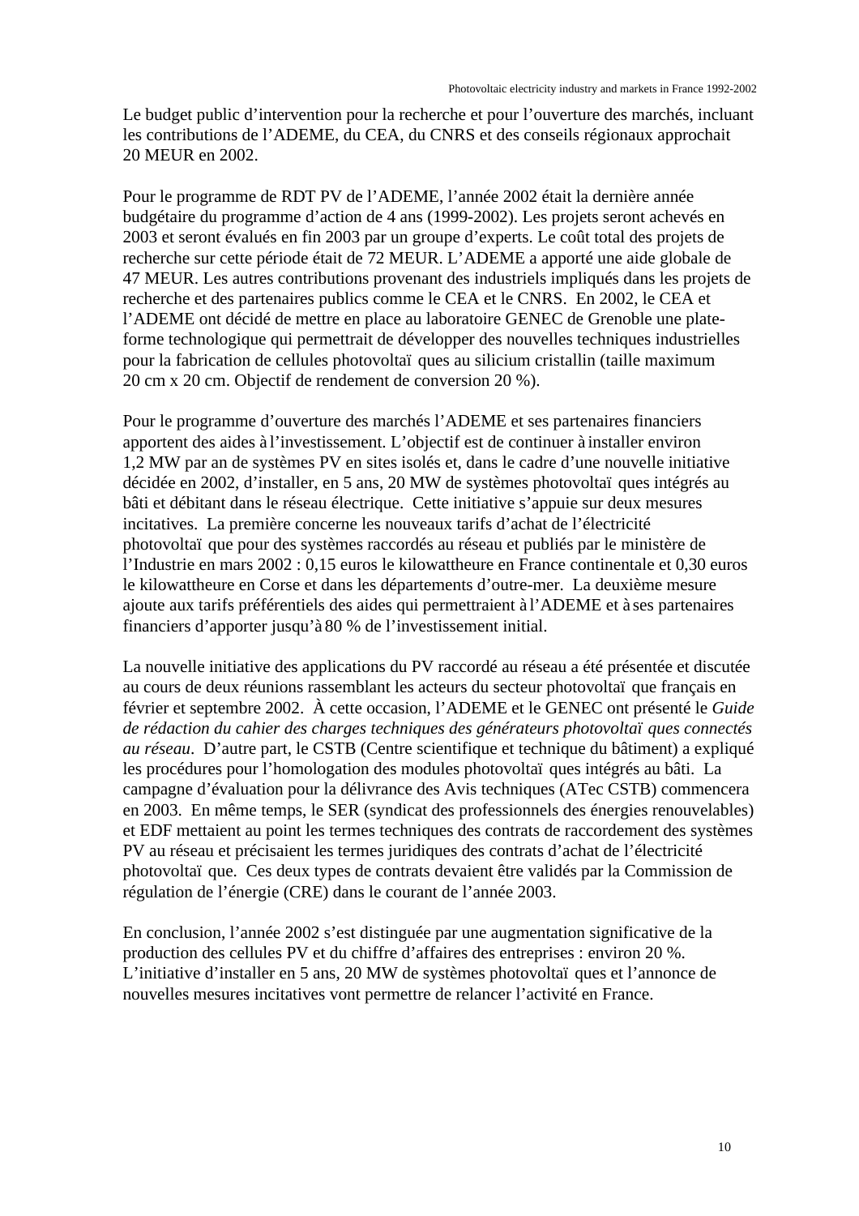Le budget public d'intervention pour la recherche et pour l'ouverture des marchés, incluant les contributions de l'ADEME, du CEA, du CNRS et des conseils régionaux approchait 20 MEUR en 2002.

Pour le programme de RDT PV de l'ADEME, l'année 2002 était la dernière année budgétaire du programme d'action de 4 ans (1999-2002). Les projets seront achevés en 2003 et seront évalués en fin 2003 par un groupe d'experts. Le coût total des projets de recherche sur cette période était de 72 MEUR. L'ADEME a apporté une aide globale de 47 MEUR. Les autres contributions provenant des industriels impliqués dans les projets de recherche et des partenaires publics comme le CEA et le CNRS. En 2002, le CEA et l'ADEME ont décidé de mettre en place au laboratoire GENEC de Grenoble une plate-forme technologique qui permettrait de développer des nouvelles techniques industrielles pour la fabrication de cellules photovoltaïques au silicium cristallin (taille maximum 20 cm x 20 cm. Objectif de rendement de conversion 20 %).

Pour le programme d'ouverture des marchés l'ADEME et ses partenaires financiers apportent des aides à l'investissement. L'objectif est de continuer à installer environ 1,2 MW par an de systèmes PV en sites isolés et, dans le cadre d'une nouvelle initiative décidée en 2002, d'installer, en 5 ans, 20 MW de systèmes photovoltaïques intégrés au bâti et débitant dans le réseau électrique. Cette initiative s'appuie sur deux mesures incitatives. La première concerne les nouveaux tarifs d'achat de l'électricité photovoltaïque pour des systèmes raccordés au réseau et publiés par le ministère de l'Industrie en mars 2002 : 0,15 euros le kilowattheure en France continentale et 0,30 euros le kilowattheure en Corse et dans les départements d'outre-mer. La deuxième mesure ajoute aux tarifs préférentiels des aides qui permettraient à l'ADEME et à ses partenaires financiers d'apporter jusqu'à 80 % de l'investissement initial.

La nouvelle initiative des applications du PV raccordé au réseau a été présentée et discutée au cours de deux réunions rassemblant les acteurs du secteur photovoltaïque français en février et septembre 2002. À cette occasion, l'ADEME et le GENEC ont présenté le *Guide de rédaction du cahier des charges techniques des générateurs photovoltaïques connectés au réseau*. D'autre part, le CSTB (Centre scientifique et technique du bâtiment) a expliqué les procédures pour l'homologation des modules photovoltaïques intégrés au bâti. La campagne d'évaluation pour la délivrance des Avis techniques (ATec CSTB) commencera en 2003. En même temps, le SER (syndicat des professionnels des énergies renouvelables) et EDF mettaient au point les termes techniques des contrats de raccordement des systèmes PV au réseau et précisaient les termes juridiques des contrats d'achat de l'électricité photovoltaïque. Ces deux types de contrats devaient être validés par la Commission de régulation de l'énergie (CRE) dans le courant de l'année 2003.

En conclusion, l'année 2002 s'est distinguée par une augmentation significative de la production des cellules PV et du chiffre d'affaires des entreprises : environ 20 %. L'initiative d'installer en 5 ans, 20 MW de systèmes photovoltaïques et l'annonce de nouvelles mesures incitatives vont permettre de relancer l'activité en France.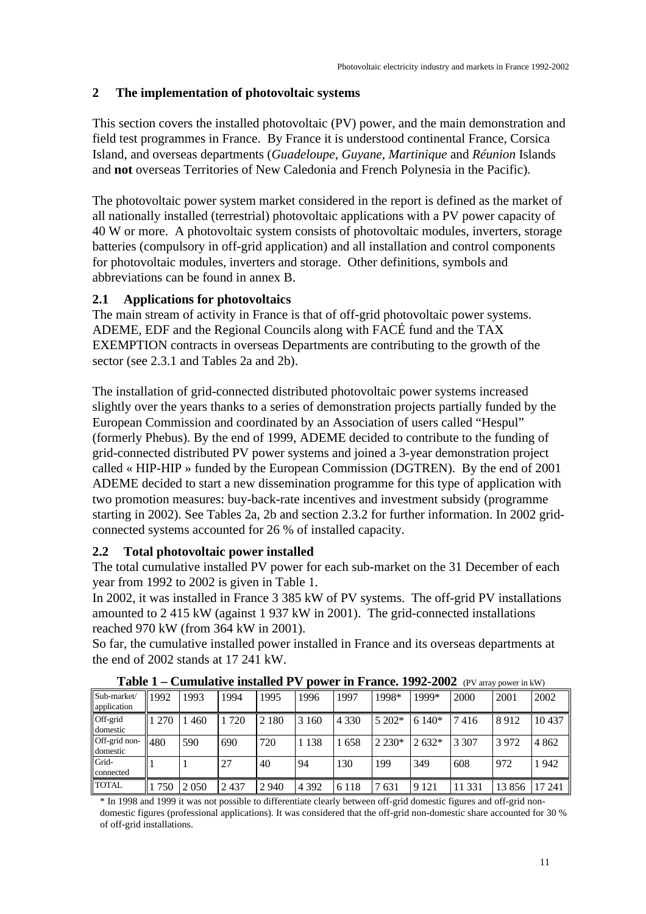## 2 The implementation of photovoltaic systems

This section covers the installed photovoltaic (PV) power, and the main demonstration and field test programmes in France. By France it is understood continental France, Corsica Island, and overseas departments (*Guadeloupe, Guyane, Martinique* and *Réunion* Islands and **not** overseas Territories of New Caledonia and French Polynesia in the Pacific).

The photovoltaic power system market considered in the report is defined as the market of all nationally installed (terrestrial) photovoltaic applications with a PV power capacity of 40 W or more. A photovoltaic system consists of photovoltaic modules, inverters, storage batteries (compulsory in off-grid application) and all installation and control components for photovoltaic modules, inverters and storage. Other definitions, symbols and abbreviations can be found in annex B.

### 2.1 Applications for photovoltaics

The main stream of activity in France is that of off-grid photovoltaic power systems. ADEME, EDF and the Regional Councils along with FACÉ fund and the TAX EXEMPTION contracts in overseas Departments are contributing to the growth of the sector (see 2.3.1 and Tables 2a and 2b).

The installation of grid-connected distributed photovoltaic power systems increased slightly over the years thanks to a series of demonstration projects partially funded by the European Commission and coordinated by an Association of users called "Hespul" (formerly Phebus). By the end of 1999, ADEME decided to contribute to the funding of grid-connected distributed PV power systems and joined a 3-year demonstration project called « HIP-HIP » funded by the European Commission (DGTREN). By the end of 2001 ADEME decided to start a new dissemination programme for this type of application with two promotion measures: buy-back-rate incentives and investment subsidy (programme starting in 2002). See Tables 2a, 2b and section 2.3.2 for further information. In 2002 grid-connected systems accounted for 26 % of installed capacity.

### 2.2 Total photovoltaic power installed

The total cumulative installed PV power for each sub-market on the 31 December of each year from 1992 to 2002 is given in Table 1.

In 2002, it was installed in France 3 385 kW of PV systems. The off-grid PV installations amounted to 2 415 kW (against 1 937 kW in 2001). The grid-connected installations reached 970 kW (from 364 kW in 2001).

So far, the cumulative installed power installed in France and its overseas departments at the end of 2002 stands at 17 241 kW.

**Table 1 – Cumulative installed PV power in France. 1992-2002** (PV array power in kW)

| Sub-market/ application | 1992 | 1993 | 1994 | 1995 | 1996 | 1997 | 1998* | 1999* | 2000 | 2001 | 2002 |
|---|---|---|---|---|---|---|---|---|---|---|---|
| Off-grid domestic | 1 270 | 1 460 | 1 720 | 2 180 | 3 160 | 4 330 | 5 202* | 6 140* | 7 416 | 8 912 | 10 437 |
| Off-grid non-domestic | 480 | 590 | 690 | 720 | 1 138 | 1 658 | 2 230* | 2 632* | 3 307 | 3 972 | 4 862 |
| Grid-connected | 1 | 1 | 27 | 40 | 94 | 130 | 199 | 349 | 608 | 972 | 1 942 |
| TOTAL | 1 750 | 2 050 | 2 437 | 2 940 | 4 392 | 6 118 | 7 631 | 9 121 | 11 331 | 13 856 | 17 241 |

\* In 1998 and 1999 it was not possible to differentiate clearly between off-grid domestic figures and off-grid non-domestic figures (professional applications). It was considered that the off-grid non-domestic share accounted for 30 % of off-grid installations.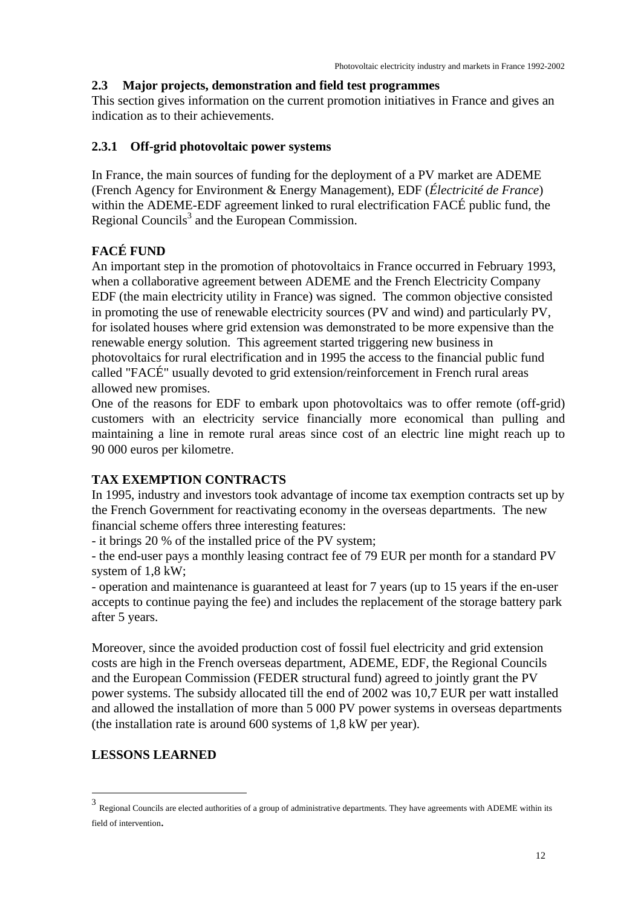## 2.3 Major projects, demonstration and field test programmes

This section gives information on the current promotion initiatives in France and gives an indication as to their achievements.

### 2.3.1 Off-grid photovoltaic power systems

In France, the main sources of funding for the deployment of a PV market are ADEME (French Agency for Environment & Energy Management), EDF (*Électricité de France*) within the ADEME-EDF agreement linked to rural electrification FACÉ public fund, the Regional Councils[3] and the European Commission.

**FACÉ FUND**

An important step in the promotion of photovoltaics in France occurred in February 1993, when a collaborative agreement between ADEME and the French Electricity Company EDF (the main electricity utility in France) was signed. The common objective consisted in promoting the use of renewable electricity sources (PV and wind) and particularly PV, for isolated houses where grid extension was demonstrated to be more expensive than the renewable energy solution. This agreement started triggering new business in photovoltaics for rural electrification and in 1995 the access to the financial public fund called "FACÉ" usually devoted to grid extension/reinforcement in French rural areas allowed new promises.

One of the reasons for EDF to embark upon photovoltaics was to offer remote (off-grid) customers with an electricity service financially more economical than pulling and maintaining a line in remote rural areas since cost of an electric line might reach up to 90 000 euros per kilometre.

**TAX EXEMPTION CONTRACTS**

In 1995, industry and investors took advantage of income tax exemption contracts set up by the French Government for reactivating economy in the overseas departments. The new financial scheme offers three interesting features:

- it brings 20 % of the installed price of the PV system;
- the end-user pays a monthly leasing contract fee of 79 EUR per month for a standard PV system of 1,8 kW;
- operation and maintenance is guaranteed at least for 7 years (up to 15 years if the en-user accepts to continue paying the fee) and includes the replacement of the storage battery park after 5 years.

Moreover, since the avoided production cost of fossil fuel electricity and grid extension costs are high in the French overseas department, ADEME, EDF, the Regional Councils and the European Commission (FEDER structural fund) agreed to jointly grant the PV power systems. The subsidy allocated till the end of 2002 was 10,7 EUR per watt installed and allowed the installation of more than 5 000 PV power systems in overseas departments (the installation rate is around 600 systems of 1,8 kW per year).

**LESSONS LEARNED**

[3] Regional Councils are elected authorities of a group of administrative departments. They have agreements with ADEME within its field of intervention.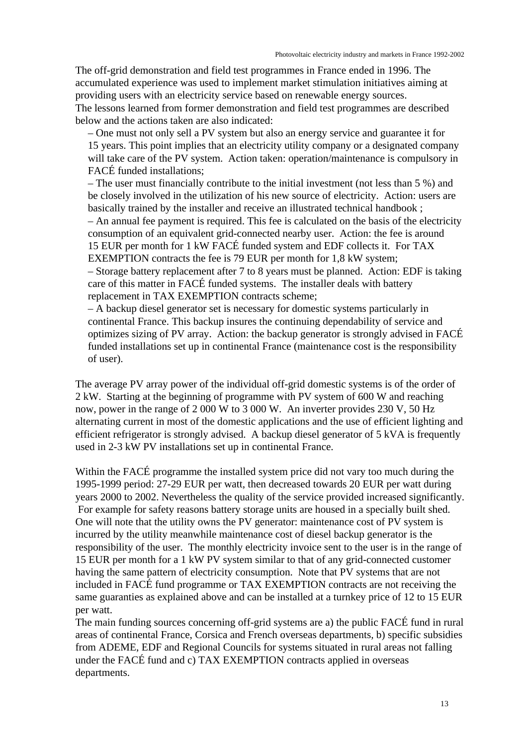The off-grid demonstration and field test programmes in France ended in 1996. The accumulated experience was used to implement market stimulation initiatives aiming at providing users with an electricity service based on renewable energy sources.
The lessons learned from former demonstration and field test programmes are described below and the actions taken are also indicated:

– One must not only sell a PV system but also an energy service and guarantee it for 15 years. This point implies that an electricity utility company or a designated company will take care of the PV system. Action taken: operation/maintenance is compulsory in FACÉ funded installations;

– The user must financially contribute to the initial investment (not less than 5 %) and be closely involved in the utilization of his new source of electricity. Action: users are basically trained by the installer and receive an illustrated technical handbook ;

– An annual fee payment is required. This fee is calculated on the basis of the electricity consumption of an equivalent grid-connected nearby user. Action: the fee is around 15 EUR per month for 1 kW FACÉ funded system and EDF collects it. For TAX EXEMPTION contracts the fee is 79 EUR per month for 1,8 kW system;

– Storage battery replacement after 7 to 8 years must be planned. Action: EDF is taking care of this matter in FACÉ funded systems. The installer deals with battery replacement in TAX EXEMPTION contracts scheme;

– A backup diesel generator set is necessary for domestic systems particularly in continental France. This backup insures the continuing dependability of service and optimizes sizing of PV array. Action: the backup generator is strongly advised in FACÉ funded installations set up in continental France (maintenance cost is the responsibility of user).

The average PV array power of the individual off-grid domestic systems is of the order of 2 kW. Starting at the beginning of programme with PV system of 600 W and reaching now, power in the range of 2 000 W to 3 000 W. An inverter provides 230 V, 50 Hz alternating current in most of the domestic applications and the use of efficient lighting and efficient refrigerator is strongly advised. A backup diesel generator of 5 kVA is frequently used in 2-3 kW PV installations set up in continental France.

Within the FACÉ programme the installed system price did not vary too much during the 1995-1999 period: 27-29 EUR per watt, then decreased towards 20 EUR per watt during years 2000 to 2002. Nevertheless the quality of the service provided increased significantly. For example for safety reasons battery storage units are housed in a specially built shed. One will note that the utility owns the PV generator: maintenance cost of PV system is incurred by the utility meanwhile maintenance cost of diesel backup generator is the responsibility of the user. The monthly electricity invoice sent to the user is in the range of 15 EUR per month for a 1 kW PV system similar to that of any grid-connected customer having the same pattern of electricity consumption. Note that PV systems that are not included in FACÉ fund programme or TAX EXEMPTION contracts are not receiving the same guaranties as explained above and can be installed at a turnkey price of 12 to 15 EUR per watt.
The main funding sources concerning off-grid systems are a) the public FACÉ fund in rural areas of continental France, Corsica and French overseas departments, b) specific subsidies from ADEME, EDF and Regional Councils for systems situated in rural areas not falling under the FACÉ fund and c) TAX EXEMPTION contracts applied in overseas departments.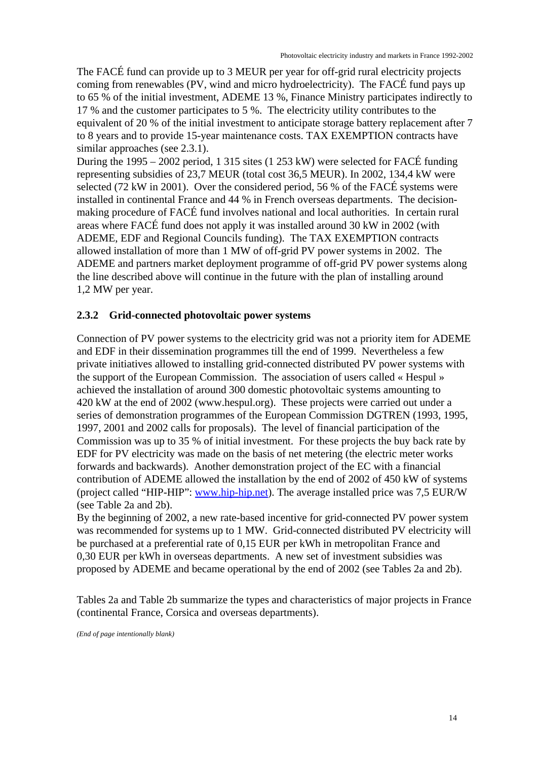The FACÉ fund can provide up to 3 MEUR per year for off-grid rural electricity projects coming from renewables (PV, wind and micro hydroelectricity). The FACÉ fund pays up to 65 % of the initial investment, ADEME 13 %, Finance Ministry participates indirectly to 17 % and the customer participates to 5 %. The electricity utility contributes to the equivalent of 20 % of the initial investment to anticipate storage battery replacement after 7 to 8 years and to provide 15-year maintenance costs. TAX EXEMPTION contracts have similar approaches (see 2.3.1).
During the 1995 – 2002 period, 1 315 sites (1 253 kW) were selected for FACÉ funding representing subsidies of 23,7 MEUR (total cost 36,5 MEUR). In 2002, 134,4 kW were selected (72 kW in 2001). Over the considered period, 56 % of the FACÉ systems were installed in continental France and 44 % in French overseas departments. The decision-making procedure of FACÉ fund involves national and local authorities. In certain rural areas where FACÉ fund does not apply it was installed around 30 kW in 2002 (with ADEME, EDF and Regional Councils funding). The TAX EXEMPTION contracts allowed installation of more than 1 MW of off-grid PV power systems in 2002. The ADEME and partners market deployment programme of off-grid PV power systems along the line described above will continue in the future with the plan of installing around 1,2 MW per year.

### 2.3.2 Grid-connected photovoltaic power systems

Connection of PV power systems to the electricity grid was not a priority item for ADEME and EDF in their dissemination programmes till the end of 1999. Nevertheless a few private initiatives allowed to installing grid-connected distributed PV power systems with the support of the European Commission. The association of users called « Hespul » achieved the installation of around 300 domestic photovoltaic systems amounting to 420 kW at the end of 2002 (www.hespul.org). These projects were carried out under a series of demonstration programmes of the European Commission DGTREN (1993, 1995, 1997, 2001 and 2002 calls for proposals). The level of financial participation of the Commission was up to 35 % of initial investment. For these projects the buy back rate by EDF for PV electricity was made on the basis of net metering (the electric meter works forwards and backwards). Another demonstration project of the EC with a financial contribution of ADEME allowed the installation by the end of 2002 of 450 kW of systems (project called "HIP-HIP": www.hip-hip.net). The average installed price was 7,5 EUR/W (see Table 2a and 2b).
By the beginning of 2002, a new rate-based incentive for grid-connected PV power system was recommended for systems up to 1 MW. Grid-connected distributed PV electricity will be purchased at a preferential rate of 0,15 EUR per kWh in metropolitan France and 0,30 EUR per kWh in overseas departments. A new set of investment subsidies was proposed by ADEME and became operational by the end of 2002 (see Tables 2a and 2b).

Tables 2a and Table 2b summarize the types and characteristics of major projects in France (continental France, Corsica and overseas departments).

*(End of page intentionally blank)*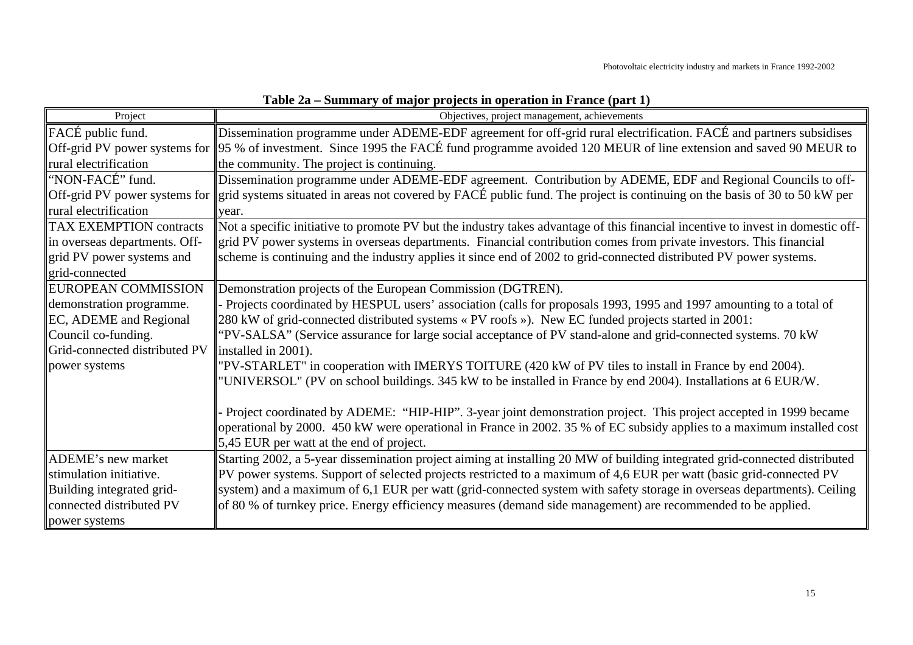**Table 2a – Summary of major projects in operation in France (part 1)**

| Project | Objectives, project management, achievements |
|---|---|
| FACÉ public fund. Off-grid PV power systems for rural electrification | Dissemination programme under ADEME-EDF agreement for off-grid rural electrification. FACÉ and partners subsidises 95 % of investment. Since 1995 the FACÉ fund programme avoided 120 MEUR of line extension and saved 90 MEUR to the community. The project is continuing. |
| "NON-FACÉ" fund. Off-grid PV power systems for rural electrification | Dissemination programme under ADEME-EDF agreement. Contribution by ADEME, EDF and Regional Councils to off-grid systems situated in areas not covered by FACÉ public fund. The project is continuing on the basis of 30 to 50 kW per year. |
| TAX EXEMPTION contracts in overseas departments. Off-grid PV power systems and grid-connected | Not a specific initiative to promote PV but the industry takes advantage of this financial incentive to invest in domestic off-grid PV power systems in overseas departments. Financial contribution comes from private investors. This financial scheme is continuing and the industry applies it since end of 2002 to grid-connected distributed PV power systems. |
| EUROPEAN COMMISSION demonstration programme. EC, ADEME and Regional Council co-funding. Grid-connected distributed PV power systems | Demonstration projects of the European Commission (DGTREN).<br>- Projects coordinated by HESPUL users' association (calls for proposals 1993, 1995 and 1997 amounting to a total of 280 kW of grid-connected distributed systems « PV roofs »). New EC funded projects started in 2001:<br>"PV-SALSA" (Service assurance for large social acceptance of PV stand-alone and grid-connected systems. 70 kW installed in 2001).<br>"PV-STARLET" in cooperation with IMERYS TOITURE (420 kW of PV tiles to install in France by end 2004).<br>"UNIVERSOL" (PV on school buildings. 345 kW to be installed in France by end 2004). Installations at 6 EUR/W.<br><br>- Project coordinated by ADEME: "HIP-HIP". 3-year joint demonstration project. This project accepted in 1999 became operational by 2000. 450 kW were operational in France in 2002. 35 % of EC subsidy applies to a maximum installed cost 5,45 EUR per watt at the end of project. |
| ADEME's new market stimulation initiative. Building integrated grid-connected distributed PV power systems | Starting 2002, a 5-year dissemination project aiming at installing 20 MW of building integrated grid-connected distributed PV power systems. Support of selected projects restricted to a maximum of 4,6 EUR per watt (basic grid-connected PV system) and a maximum of 6,1 EUR per watt (grid-connected system with safety storage in overseas departments). Ceiling of 80 % of turnkey price. Energy efficiency measures (demand side management) are recommended to be applied. |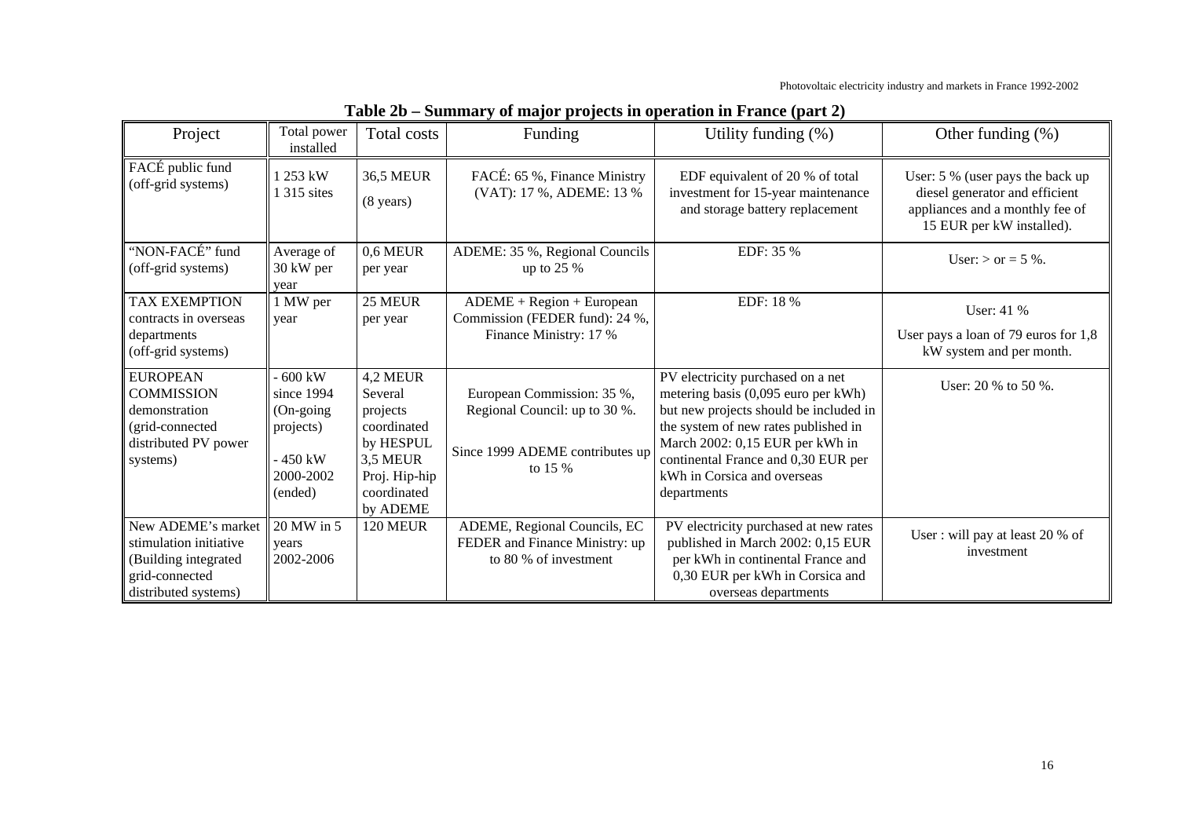**Table 2b – Summary of major projects in operation in France (part 2)**

| Project | Total power installed | Total costs | Funding | Utility funding (%) | Other funding (%) |
|---|---|---|---|---|---|
| FACÉ public fund (off-grid systems) | 1 253 kW 1 315 sites | 36,5 MEUR (8 years) | FACÉ: 65 %, Finance Ministry (VAT): 17 %, ADEME: 13 % | EDF equivalent of 20 % of total investment for 15-year maintenance and storage battery replacement | User: 5 % (user pays the back up diesel generator and efficient appliances and a monthly fee of 15 EUR per kW installed). |
| "NON-FACÉ" fund (off-grid systems) | Average of 30 kW per year | 0,6 MEUR per year | ADEME: 35 %, Regional Councils up to 25 % | EDF: 35 % | User: > or = 5 %. |
| TAX EXEMPTION contracts in overseas departments (off-grid systems) | 1 MW per year | 25 MEUR per year | ADEME + Region + European Commission (FEDER fund): 24 %, Finance Ministry: 17 % | EDF: 18 % | User: 41 % User pays a loan of 79 euros for 1,8 kW system and per month. |
| EUROPEAN COMMISSION demonstration (grid-connected distributed PV power systems) | - 600 kW since 1994 (On-going projects) - 450 kW 2000-2002 (ended) | 4,2 MEUR Several projects coordinated by HESPUL 3,5 MEUR Proj. Hip-hip coordinated by ADEME | European Commission: 35 %, Regional Council: up to 30 %. Since 1999 ADEME contributes up to 15 % | PV electricity purchased on a net metering basis (0,095 euro per kWh) but new projects should be included in the system of new rates published in March 2002: 0,15 EUR per kWh in continental France and 0,30 EUR per kWh in Corsica and overseas departments | User: 20 % to 50 %. |
| New ADEME's market stimulation initiative (Building integrated grid-connected distributed systems) | 20 MW in 5 years 2002-2006 | 120 MEUR | ADEME, Regional Councils, EC FEDER and Finance Ministry: up to 80 % of investment | PV electricity purchased at new rates published in March 2002: 0,15 EUR per kWh in continental France and 0,30 EUR per kWh in Corsica and overseas departments | User : will pay at least 20 % of investment |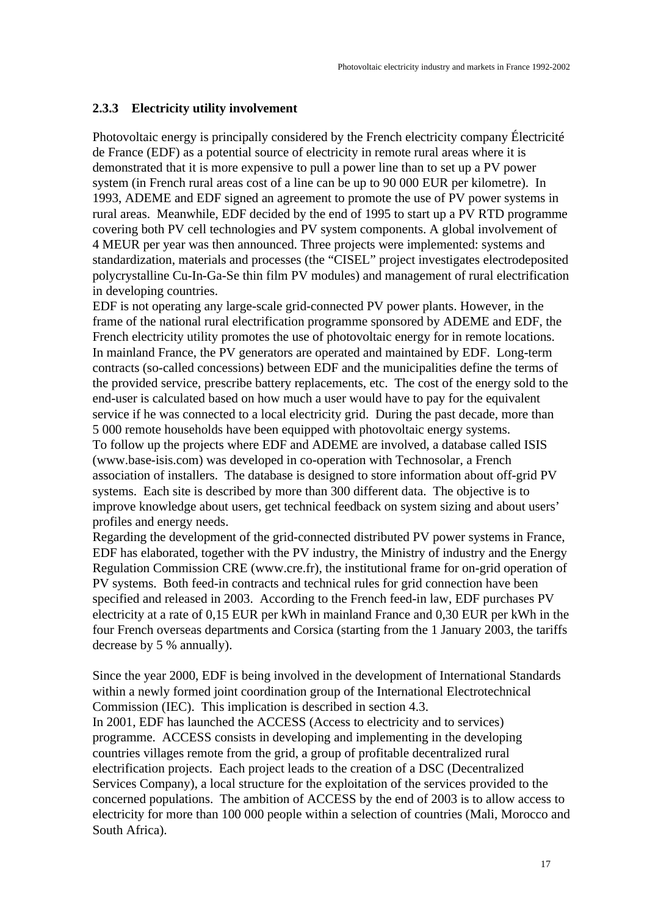### 2.3.3 Electricity utility involvement

Photovoltaic energy is principally considered by the French electricity company Électricité de France (EDF) as a potential source of electricity in remote rural areas where it is demonstrated that it is more expensive to pull a power line than to set up a PV power system (in French rural areas cost of a line can be up to 90 000 EUR per kilometre). In 1993, ADEME and EDF signed an agreement to promote the use of PV power systems in rural areas. Meanwhile, EDF decided by the end of 1995 to start up a PV RTD programme covering both PV cell technologies and PV system components. A global involvement of 4 MEUR per year was then announced. Three projects were implemented: systems and standardization, materials and processes (the "CISEL" project investigates electrodeposited polycrystalline Cu-In-Ga-Se thin film PV modules) and management of rural electrification in developing countries.

EDF is not operating any large-scale grid-connected PV power plants. However, in the frame of the national rural electrification programme sponsored by ADEME and EDF, the French electricity utility promotes the use of photovoltaic energy for in remote locations. In mainland France, the PV generators are operated and maintained by EDF. Long-term contracts (so-called concessions) between EDF and the municipalities define the terms of the provided service, prescribe battery replacements, etc. The cost of the energy sold to the end-user is calculated based on how much a user would have to pay for the equivalent service if he was connected to a local electricity grid. During the past decade, more than 5 000 remote households have been equipped with photovoltaic energy systems.

To follow up the projects where EDF and ADEME are involved, a database called ISIS (www.base-isis.com) was developed in co-operation with Technosolar, a French association of installers. The database is designed to store information about off-grid PV systems. Each site is described by more than 300 different data. The objective is to improve knowledge about users, get technical feedback on system sizing and about users' profiles and energy needs.

Regarding the development of the grid-connected distributed PV power systems in France, EDF has elaborated, together with the PV industry, the Ministry of industry and the Energy Regulation Commission CRE (www.cre.fr), the institutional frame for on-grid operation of PV systems. Both feed-in contracts and technical rules for grid connection have been specified and released in 2003. According to the French feed-in law, EDF purchases PV electricity at a rate of 0,15 EUR per kWh in mainland France and 0,30 EUR per kWh in the four French overseas departments and Corsica (starting from the 1 January 2003, the tariffs decrease by 5 % annually).

Since the year 2000, EDF is being involved in the development of International Standards within a newly formed joint coordination group of the International Electrotechnical Commission (IEC). This implication is described in section 4.3.

In 2001, EDF has launched the ACCESS (Access to electricity and to services) programme. ACCESS consists in developing and implementing in the developing countries villages remote from the grid, a group of profitable decentralized rural electrification projects. Each project leads to the creation of a DSC (Decentralized Services Company), a local structure for the exploitation of the services provided to the concerned populations. The ambition of ACCESS by the end of 2003 is to allow access to electricity for more than 100 000 people within a selection of countries (Mali, Morocco and South Africa).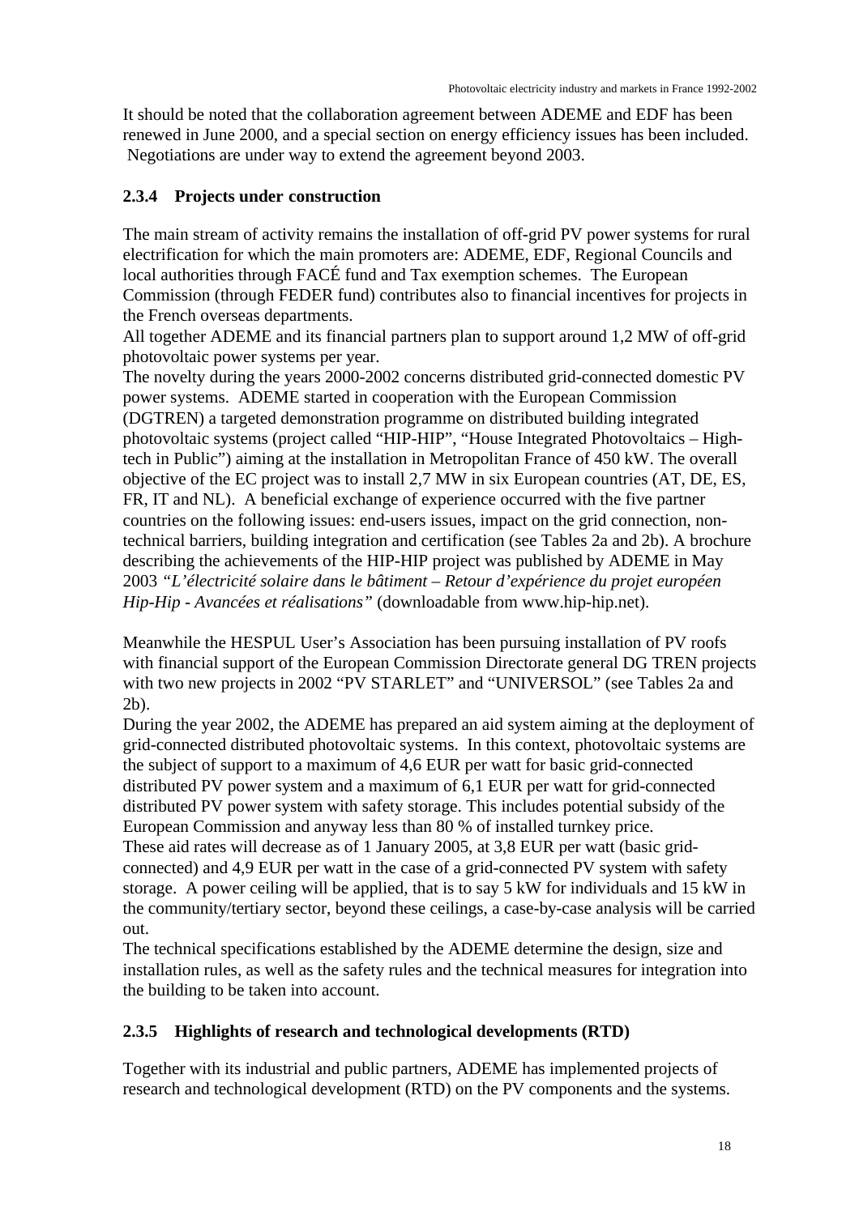It should be noted that the collaboration agreement between ADEME and EDF has been renewed in June 2000, and a special section on energy efficiency issues has been included. Negotiations are under way to extend the agreement beyond 2003.

### 2.3.4 Projects under construction

The main stream of activity remains the installation of off-grid PV power systems for rural electrification for which the main promoters are: ADEME, EDF, Regional Councils and local authorities through FACÉ fund and Tax exemption schemes. The European Commission (through FEDER fund) contributes also to financial incentives for projects in the French overseas departments.

All together ADEME and its financial partners plan to support around 1,2 MW of off-grid photovoltaic power systems per year.

The novelty during the years 2000-2002 concerns distributed grid-connected domestic PV power systems. ADEME started in cooperation with the European Commission (DGTREN) a targeted demonstration programme on distributed building integrated photovoltaic systems (project called "HIP-HIP", "House Integrated Photovoltaics – High-tech in Public") aiming at the installation in Metropolitan France of 450 kW. The overall objective of the EC project was to install 2,7 MW in six European countries (AT, DE, ES, FR, IT and NL). A beneficial exchange of experience occurred with the five partner countries on the following issues: end-users issues, impact on the grid connection, non-technical barriers, building integration and certification (see Tables 2a and 2b). A brochure describing the achievements of the HIP-HIP project was published by ADEME in May 2003 *"L'électricité solaire dans le bâtiment – Retour d'expérience du projet européen Hip-Hip - Avancées et réalisations"* (downloadable from www.hip-hip.net).

Meanwhile the HESPUL User's Association has been pursuing installation of PV roofs with financial support of the European Commission Directorate general DG TREN projects with two new projects in 2002 "PV STARLET" and "UNIVERSOL" (see Tables 2a and 2b).

During the year 2002, the ADEME has prepared an aid system aiming at the deployment of grid-connected distributed photovoltaic systems. In this context, photovoltaic systems are the subject of support to a maximum of 4,6 EUR per watt for basic grid-connected distributed PV power system and a maximum of 6,1 EUR per watt for grid-connected distributed PV power system with safety storage. This includes potential subsidy of the European Commission and anyway less than 80 % of installed turnkey price.

These aid rates will decrease as of 1 January 2005, at 3,8 EUR per watt (basic grid-connected) and 4,9 EUR per watt in the case of a grid-connected PV system with safety storage. A power ceiling will be applied, that is to say 5 kW for individuals and 15 kW in the community/tertiary sector, beyond these ceilings, a case-by-case analysis will be carried out.

The technical specifications established by the ADEME determine the design, size and installation rules, as well as the safety rules and the technical measures for integration into the building to be taken into account.

### 2.3.5 Highlights of research and technological developments (RTD)

Together with its industrial and public partners, ADEME has implemented projects of research and technological development (RTD) on the PV components and the systems.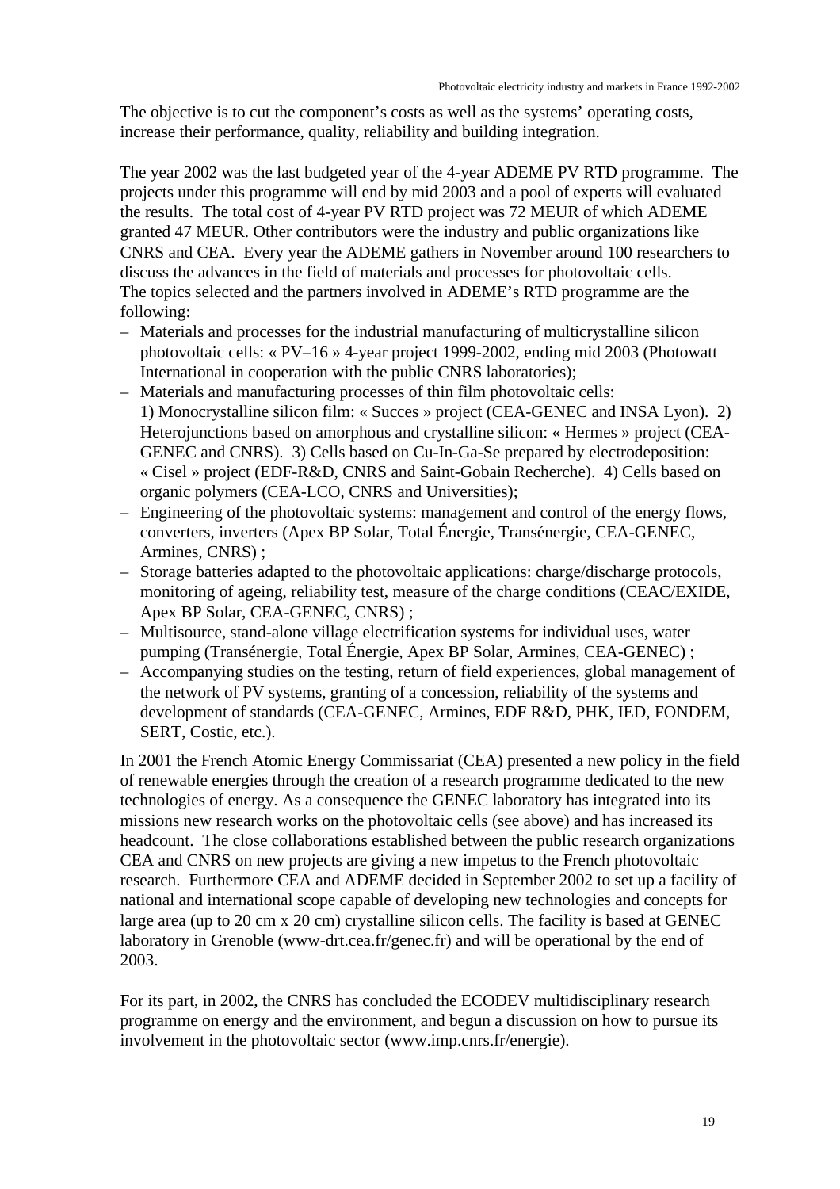The objective is to cut the component's costs as well as the systems' operating costs, increase their performance, quality, reliability and building integration.

The year 2002 was the last budgeted year of the 4-year ADEME PV RTD programme. The projects under this programme will end by mid 2003 and a pool of experts will evaluated the results. The total cost of 4-year PV RTD project was 72 MEUR of which ADEME granted 47 MEUR. Other contributors were the industry and public organizations like CNRS and CEA. Every year the ADEME gathers in November around 100 researchers to discuss the advances in the field of materials and processes for photovoltaic cells. The topics selected and the partners involved in ADEME's RTD programme are the following:

- Materials and processes for the industrial manufacturing of multicrystalline silicon photovoltaic cells: « PV–16 » 4-year project 1999-2002, ending mid 2003 (Photowatt International in cooperation with the public CNRS laboratories);
- Materials and manufacturing processes of thin film photovoltaic cells: 1) Monocrystalline silicon film: « Succes » project (CEA-GENEC and INSA Lyon). 2) Heterojunctions based on amorphous and crystalline silicon: « Hermes » project (CEA-GENEC and CNRS). 3) Cells based on Cu-In-Ga-Se prepared by electrodeposition: « Cisel » project (EDF-R&D, CNRS and Saint-Gobain Recherche). 4) Cells based on organic polymers (CEA-LCO, CNRS and Universities);
- Engineering of the photovoltaic systems: management and control of the energy flows, converters, inverters (Apex BP Solar, Total Énergie, Transénergie, CEA-GENEC, Armines, CNRS) ;
- Storage batteries adapted to the photovoltaic applications: charge/discharge protocols, monitoring of ageing, reliability test, measure of the charge conditions (CEAC/EXIDE, Apex BP Solar, CEA-GENEC, CNRS) ;
- Multisource, stand-alone village electrification systems for individual uses, water pumping (Transénergie, Total Énergie, Apex BP Solar, Armines, CEA-GENEC) ;
- Accompanying studies on the testing, return of field experiences, global management of the network of PV systems, granting of a concession, reliability of the systems and development of standards (CEA-GENEC, Armines, EDF R&D, PHK, IED, FONDEM, SERT, Costic, etc.).

In 2001 the French Atomic Energy Commissariat (CEA) presented a new policy in the field of renewable energies through the creation of a research programme dedicated to the new technologies of energy. As a consequence the GENEC laboratory has integrated into its missions new research works on the photovoltaic cells (see above) and has increased its headcount. The close collaborations established between the public research organizations CEA and CNRS on new projects are giving a new impetus to the French photovoltaic research. Furthermore CEA and ADEME decided in September 2002 to set up a facility of national and international scope capable of developing new technologies and concepts for large area (up to 20 cm x 20 cm) crystalline silicon cells. The facility is based at GENEC laboratory in Grenoble (www-drt.cea.fr/genec.fr) and will be operational by the end of 2003.

For its part, in 2002, the CNRS has concluded the ECODEV multidisciplinary research programme on energy and the environment, and begun a discussion on how to pursue its involvement in the photovoltaic sector (www.imp.cnrs.fr/energie).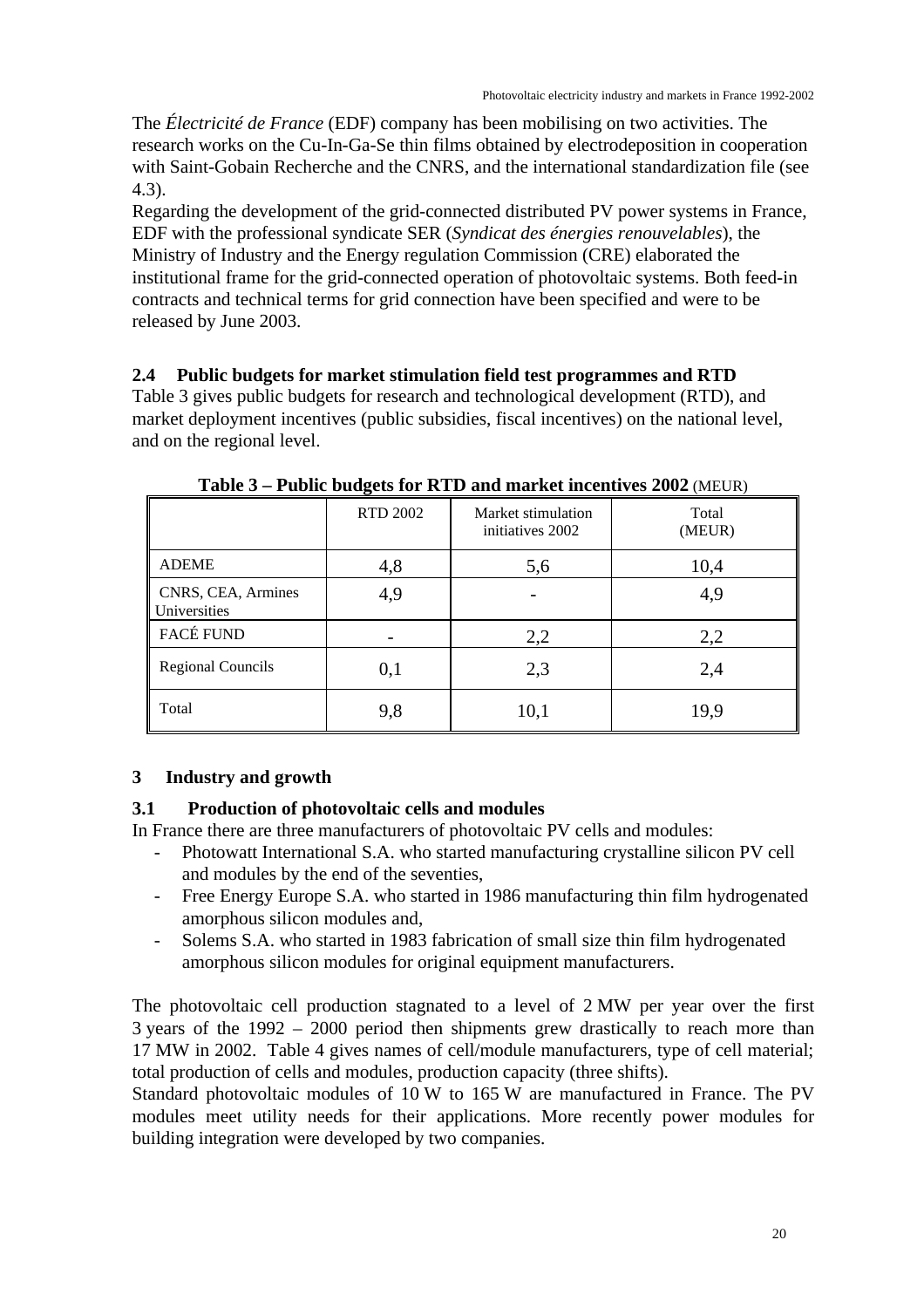The *Électricité de France* (EDF) company has been mobilising on two activities. The research works on the Cu-In-Ga-Se thin films obtained by electrodeposition in cooperation with Saint-Gobain Recherche and the CNRS, and the international standardization file (see 4.3).

Regarding the development of the grid-connected distributed PV power systems in France, EDF with the professional syndicate SER (*Syndicat des énergies renouvelables*), the Ministry of Industry and the Energy regulation Commission (CRE) elaborated the institutional frame for the grid-connected operation of photovoltaic systems. Both feed-in contracts and technical terms for grid connection have been specified and were to be released by June 2003.

### 2.4 Public budgets for market stimulation field test programmes and RTD

Table 3 gives public budgets for research and technological development (RTD), and market deployment incentives (public subsidies, fiscal incentives) on the national level, and on the regional level.

**Table 3 – Public budgets for RTD and market incentives 2002** (MEUR)

| | RTD 2002 | Market stimulation initiatives 2002 | Total (MEUR) |
|---|---|---|---|
| ADEME | 4,8 | 5,6 | 10,4 |
| CNRS, CEA, Armines Universities | 4,9 | - | 4,9 |
| FACÉ FUND | - | 2,2 | 2,2 |
| Regional Councils | 0,1 | 2,3 | 2,4 |
| Total | 9,8 | 10,1 | 19,9 |

## 3 Industry and growth

### 3.1 Production of photovoltaic cells and modules

In France there are three manufacturers of photovoltaic PV cells and modules:

- Photowatt International S.A. who started manufacturing crystalline silicon PV cell and modules by the end of the seventies,
- Free Energy Europe S.A. who started in 1986 manufacturing thin film hydrogenated amorphous silicon modules and,
- Solems S.A. who started in 1983 fabrication of small size thin film hydrogenated amorphous silicon modules for original equipment manufacturers.

The photovoltaic cell production stagnated to a level of 2 MW per year over the first 3 years of the 1992 – 2000 period then shipments grew drastically to reach more than 17 MW in 2002. Table 4 gives names of cell/module manufacturers, type of cell material; total production of cells and modules, production capacity (three shifts).

Standard photovoltaic modules of 10 W to 165 W are manufactured in France. The PV modules meet utility needs for their applications. More recently power modules for building integration were developed by two companies.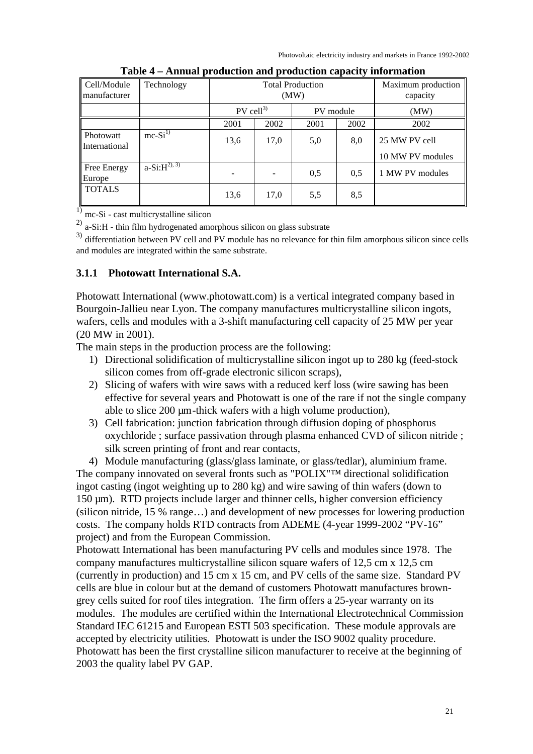**Table 4 – Annual production and production capacity information**

| Cell/Module manufacturer | Technology | Total Production (MW) | | | | Maximum production capacity |
|---|---|---|---|---|---|---|
| | | PV cell[3] | | PV module | | (MW) |
| | | 2001 | 2002 | 2001 | 2002 | 2002 |
| Photowatt International | mc-Si[1] | 13,6 | 17,0 | 5,0 | 8,0 | 25 MW PV cell<br>10 MW PV modules |
| Free Energy Europe | a-Si:H[2), 3)] | - | - | 0,5 | 0,5 | 1 MW PV modules |
| TOTALS | | 13,6 | 17,0 | 5,5 | 8,5 | |

[1] mc-Si - cast multicrystalline silicon

[2] a-Si:H - thin film hydrogenated amorphous silicon on glass substrate

[3] differentiation between PV cell and PV module has no relevance for thin film amorphous silicon since cells and modules are integrated within the same substrate.

### 3.1.1 Photowatt International S.A.

Photowatt International (www.photowatt.com) is a vertical integrated company based in Bourgoin-Jallieu near Lyon. The company manufactures multicrystalline silicon ingots, wafers, cells and modules with a 3-shift manufacturing cell capacity of 25 MW per year (20 MW in 2001).

The main steps in the production process are the following:

1) Directional solidification of multicrystalline silicon ingot up to 280 kg (feed-stock silicon comes from off-grade electronic silicon scraps),
2) Slicing of wafers with wire saws with a reduced kerf loss (wire sawing has been effective for several years and Photowatt is one of the rare if not the single company able to slice 200 µm-thick wafers with a high volume production),
3) Cell fabrication: junction fabrication through diffusion doping of phosphorus oxychloride ; surface passivation through plasma enhanced CVD of silicon nitride ; silk screen printing of front and rear contacts,
4) Module manufacturing (glass/glass laminate, or glass/tedlar), aluminium frame.

The company innovated on several fronts such as "POLIX"™ directional solidification ingot casting (ingot weighting up to 280 kg) and wire sawing of thin wafers (down to 150 µm). RTD projects include larger and thinner cells, higher conversion efficiency (silicon nitride, 15 % range…) and development of new processes for lowering production costs. The company holds RTD contracts from ADEME (4-year 1999-2002 "PV-16" project) and from the European Commission.

Photowatt International has been manufacturing PV cells and modules since 1978. The company manufactures multicrystalline silicon square wafers of 12,5 cm x 12,5 cm (currently in production) and 15 cm x 15 cm, and PV cells of the same size. Standard PV cells are blue in colour but at the demand of customers Photowatt manufactures brown-grey cells suited for roof tiles integration. The firm offers a 25-year warranty on its modules. The modules are certified within the International Electrotechnical Commission Standard IEC 61215 and European ESTI 503 specification. These module approvals are accepted by electricity utilities. Photowatt is under the ISO 9002 quality procedure. Photowatt has been the first crystalline silicon manufacturer to receive at the beginning of 2003 the quality label PV GAP.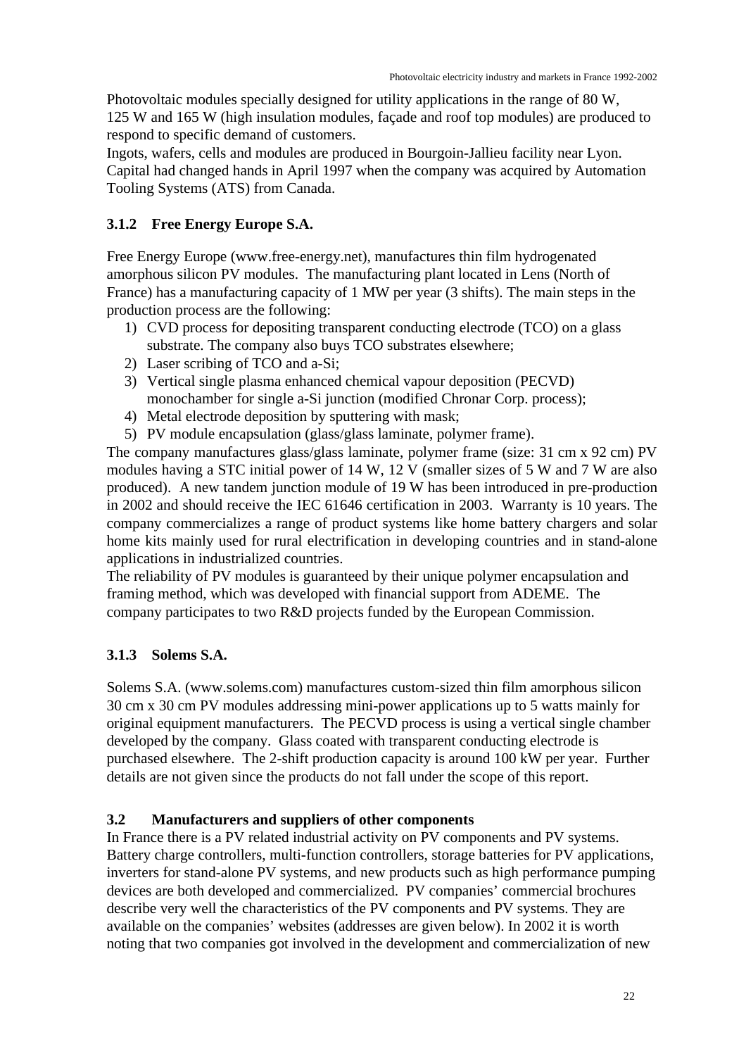Photovoltaic modules specially designed for utility applications in the range of 80 W, 125 W and 165 W (high insulation modules, façade and roof top modules) are produced to respond to specific demand of customers.
Ingots, wafers, cells and modules are produced in Bourgoin-Jallieu facility near Lyon. Capital had changed hands in April 1997 when the company was acquired by Automation Tooling Systems (ATS) from Canada.

### 3.1.2 Free Energy Europe S.A.

Free Energy Europe (www.free-energy.net), manufactures thin film hydrogenated amorphous silicon PV modules. The manufacturing plant located in Lens (North of France) has a manufacturing capacity of 1 MW per year (3 shifts). The main steps in the production process are the following:

1) CVD process for depositing transparent conducting electrode (TCO) on a glass substrate. The company also buys TCO substrates elsewhere;
2) Laser scribing of TCO and a-Si;
3) Vertical single plasma enhanced chemical vapour deposition (PECVD) monochamber for single a-Si junction (modified Chronar Corp. process);
4) Metal electrode deposition by sputtering with mask;
5) PV module encapsulation (glass/glass laminate, polymer frame).

The company manufactures glass/glass laminate, polymer frame (size: 31 cm x 92 cm) PV modules having a STC initial power of 14 W, 12 V (smaller sizes of 5 W and 7 W are also produced). A new tandem junction module of 19 W has been introduced in pre-production in 2002 and should receive the IEC 61646 certification in 2003. Warranty is 10 years. The company commercializes a range of product systems like home battery chargers and solar home kits mainly used for rural electrification in developing countries and in stand-alone applications in industrialized countries.
The reliability of PV modules is guaranteed by their unique polymer encapsulation and framing method, which was developed with financial support from ADEME. The company participates to two R&D projects funded by the European Commission.

### 3.1.3 Solems S.A.

Solems S.A. (www.solems.com) manufactures custom-sized thin film amorphous silicon 30 cm x 30 cm PV modules addressing mini-power applications up to 5 watts mainly for original equipment manufacturers. The PECVD process is using a vertical single chamber developed by the company. Glass coated with transparent conducting electrode is purchased elsewhere. The 2-shift production capacity is around 100 kW per year. Further details are not given since the products do not fall under the scope of this report.

## 3.2 Manufacturers and suppliers of other components

In France there is a PV related industrial activity on PV components and PV systems. Battery charge controllers, multi-function controllers, storage batteries for PV applications, inverters for stand-alone PV systems, and new products such as high performance pumping devices are both developed and commercialized. PV companies' commercial brochures describe very well the characteristics of the PV components and PV systems. They are available on the companies' websites (addresses are given below). In 2002 it is worth noting that two companies got involved in the development and commercialization of new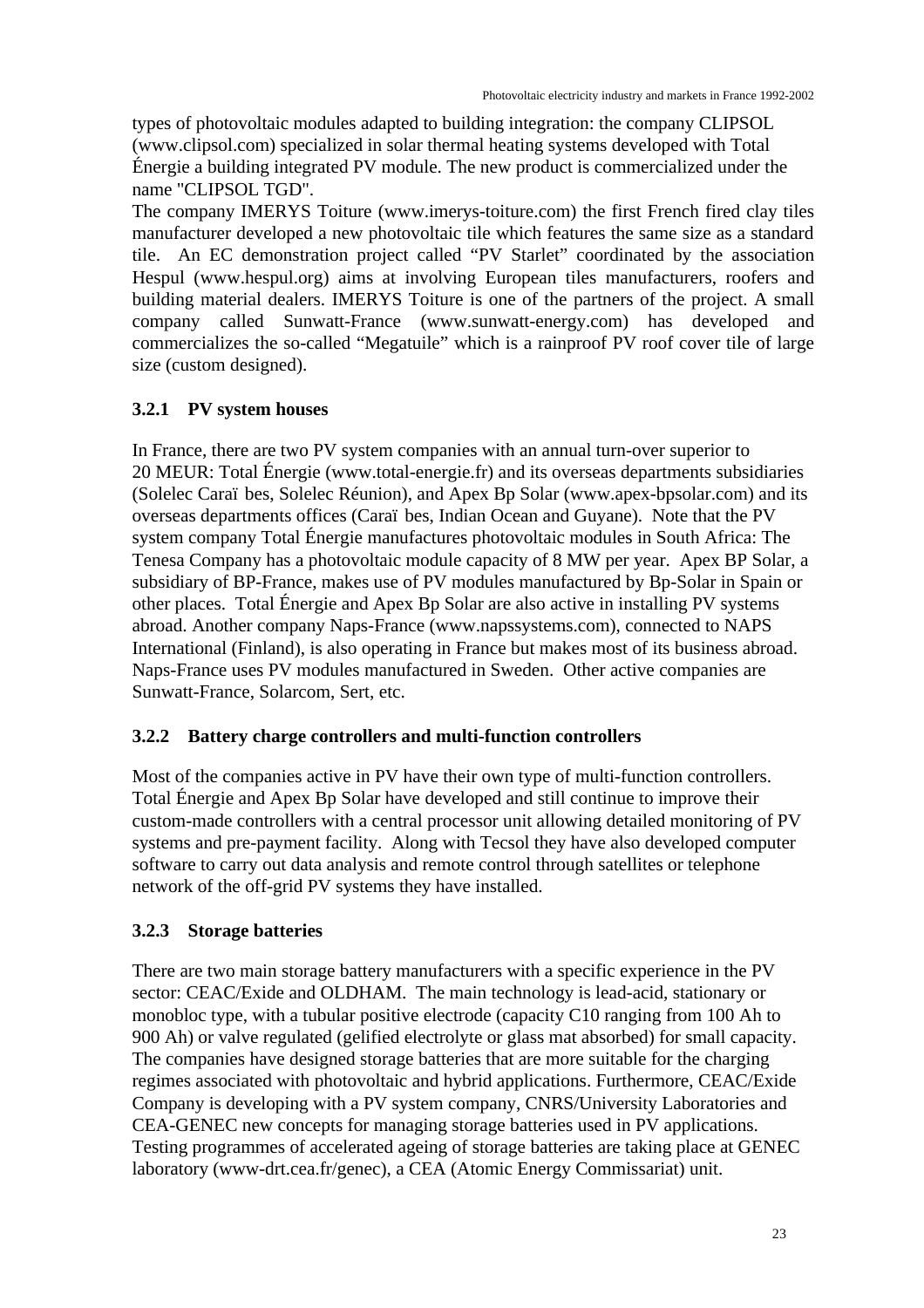types of photovoltaic modules adapted to building integration: the company CLIPSOL (www.clipsol.com) specialized in solar thermal heating systems developed with Total Énergie a building integrated PV module. The new product is commercialized under the name "CLIPSOL TGD".

The company IMERYS Toiture (www.imerys-toiture.com) the first French fired clay tiles manufacturer developed a new photovoltaic tile which features the same size as a standard tile. An EC demonstration project called "PV Starlet" coordinated by the association Hespul (www.hespul.org) aims at involving European tiles manufacturers, roofers and building material dealers. IMERYS Toiture is one of the partners of the project. A small company called Sunwatt-France (www.sunwatt-energy.com) has developed and commercializes the so-called "Megatuile" which is a rainproof PV roof cover tile of large size (custom designed).

### 3.2.1 PV system houses

In France, there are two PV system companies with an annual turn-over superior to 20 MEUR: Total Énergie (www.total-energie.fr) and its overseas departments subsidiaries (Solelec Caraï bes, Solelec Réunion), and Apex Bp Solar (www.apex-bpsolar.com) and its overseas departments offices (Caraï bes, Indian Ocean and Guyane). Note that the PV system company Total Énergie manufactures photovoltaic modules in South Africa: The Tenesa Company has a photovoltaic module capacity of 8 MW per year. Apex BP Solar, a subsidiary of BP-France, makes use of PV modules manufactured by Bp-Solar in Spain or other places. Total Énergie and Apex Bp Solar are also active in installing PV systems abroad. Another company Naps-France (www.napssystems.com), connected to NAPS International (Finland), is also operating in France but makes most of its business abroad. Naps-France uses PV modules manufactured in Sweden. Other active companies are Sunwatt-France, Solarcom, Sert, etc.

### 3.2.2 Battery charge controllers and multi-function controllers

Most of the companies active in PV have their own type of multi-function controllers. Total Énergie and Apex Bp Solar have developed and still continue to improve their custom-made controllers with a central processor unit allowing detailed monitoring of PV systems and pre-payment facility. Along with Tecsol they have also developed computer software to carry out data analysis and remote control through satellites or telephone network of the off-grid PV systems they have installed.

### 3.2.3 Storage batteries

There are two main storage battery manufacturers with a specific experience in the PV sector: CEAC/Exide and OLDHAM. The main technology is lead-acid, stationary or monobloc type, with a tubular positive electrode (capacity C10 ranging from 100 Ah to 900 Ah) or valve regulated (gelified electrolyte or glass mat absorbed) for small capacity. The companies have designed storage batteries that are more suitable for the charging regimes associated with photovoltaic and hybrid applications. Furthermore, CEAC/Exide Company is developing with a PV system company, CNRS/University Laboratories and CEA-GENEC new concepts for managing storage batteries used in PV applications. Testing programmes of accelerated ageing of storage batteries are taking place at GENEC laboratory (www-drt.cea.fr/genec), a CEA (Atomic Energy Commissariat) unit.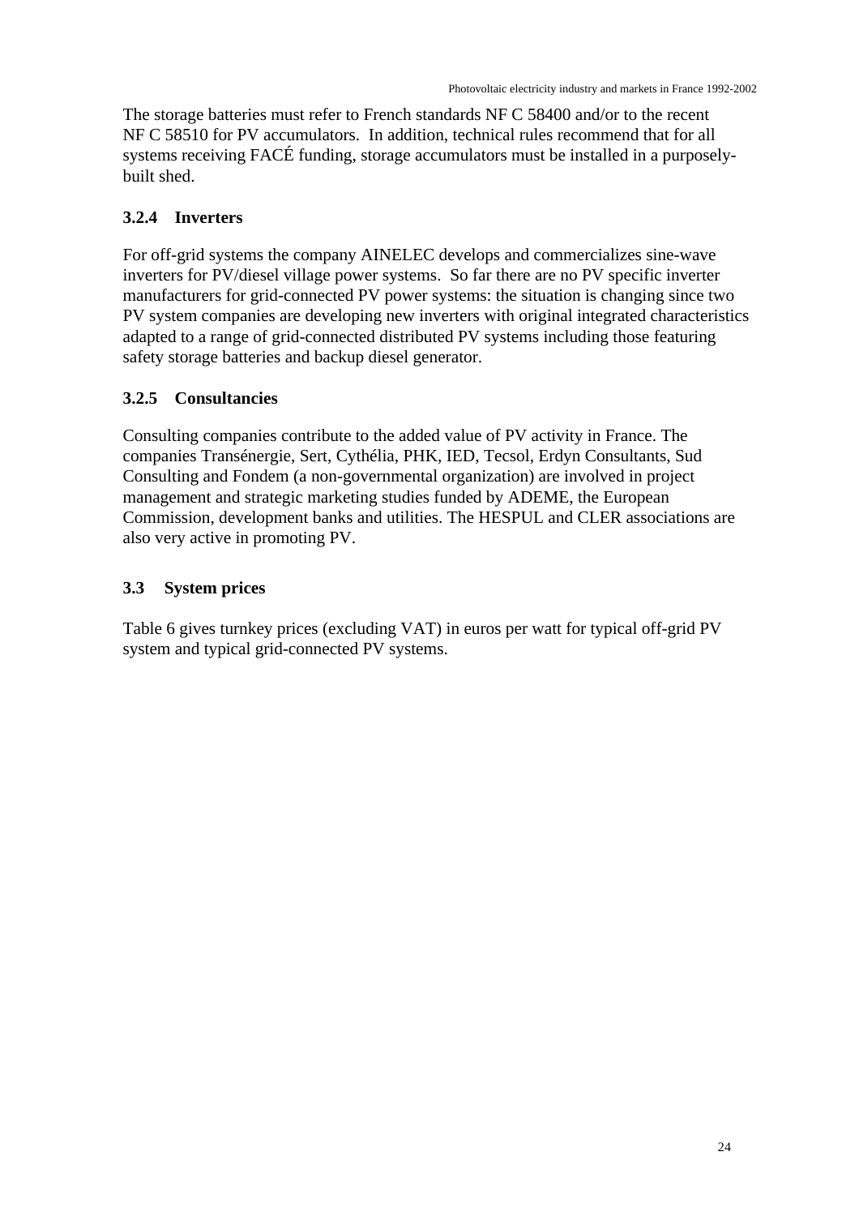The storage batteries must refer to French standards NF C 58400 and/or to the recent NF C 58510 for PV accumulators. In addition, technical rules recommend that for all systems receiving FACÉ funding, storage accumulators must be installed in a purposely-built shed.

### 3.2.4 Inverters

For off-grid systems the company AINELEC develops and commercializes sine-wave inverters for PV/diesel village power systems. So far there are no PV specific inverter manufacturers for grid-connected PV power systems: the situation is changing since two PV system companies are developing new inverters with original integrated characteristics adapted to a range of grid-connected distributed PV systems including those featuring safety storage batteries and backup diesel generator.

### 3.2.5 Consultancies

Consulting companies contribute to the added value of PV activity in France. The companies Transénergie, Sert, Cythélia, PHK, IED, Tecsol, Erdyn Consultants, Sud Consulting and Fondem (a non-governmental organization) are involved in project management and strategic marketing studies funded by ADEME, the European Commission, development banks and utilities. The HESPUL and CLER associations are also very active in promoting PV.

## 3.3 System prices

Table 6 gives turnkey prices (excluding VAT) in euros per watt for typical off-grid PV system and typical grid-connected PV systems.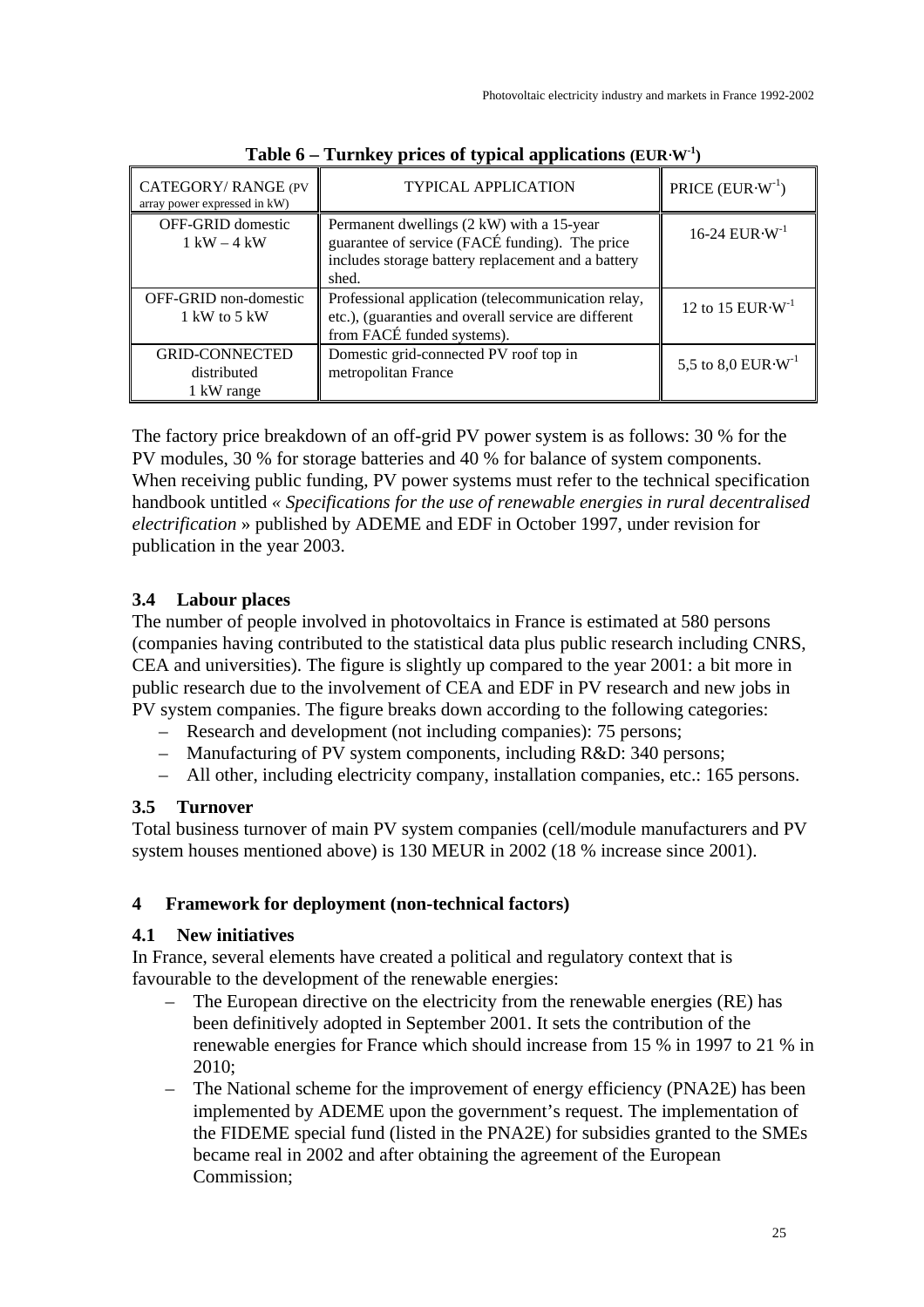**Table 6 – Turnkey prices of typical applications (EUR·W$^{-1}$)**

| CATEGORY/ RANGE (PV array power expressed in kW) | TYPICAL APPLICATION | PRICE (EUR·W$^{-1}$) |
|---|---|---|
| OFF-GRID domestic 1 kW – 4 kW | Permanent dwellings (2 kW) with a 15-year guarantee of service (FACÉ funding). The price includes storage battery replacement and a battery shed. | 16-24 EUR·W$^{-1}$ |
| OFF-GRID non-domestic 1 kW to 5 kW | Professional application (telecommunication relay, etc.), (guaranties and overall service are different from FACÉ funded systems). | 12 to 15 EUR·W$^{-1}$ |
| GRID-CONNECTED distributed 1 kW range | Domestic grid-connected PV roof top in metropolitan France | 5,5 to 8,0 EUR·W$^{-1}$ |

The factory price breakdown of an off-grid PV power system is as follows: 30 % for the PV modules, 30 % for storage batteries and 40 % for balance of system components. When receiving public funding, PV power systems must refer to the technical specification handbook untitled *« Specifications for the use of renewable energies in rural decentralised electrification* » published by ADEME and EDF in October 1997, under revision for publication in the year 2003.

### 3.4 Labour places

The number of people involved in photovoltaics in France is estimated at 580 persons (companies having contributed to the statistical data plus public research including CNRS, CEA and universities). The figure is slightly up compared to the year 2001: a bit more in public research due to the involvement of CEA and EDF in PV research and new jobs in PV system companies. The figure breaks down according to the following categories:

- Research and development (not including companies): 75 persons;
- Manufacturing of PV system components, including R&D: 340 persons;
- All other, including electricity company, installation companies, etc.: 165 persons.

### 3.5 Turnover

Total business turnover of main PV system companies (cell/module manufacturers and PV system houses mentioned above) is 130 MEUR in 2002 (18 % increase since 2001).

## 4 Framework for deployment (non-technical factors)

### 4.1 New initiatives

In France, several elements have created a political and regulatory context that is favourable to the development of the renewable energies:

- The European directive on the electricity from the renewable energies (RE) has been definitively adopted in September 2001. It sets the contribution of the renewable energies for France which should increase from 15 % in 1997 to 21 % in 2010;
- The National scheme for the improvement of energy efficiency (PNA2E) has been implemented by ADEME upon the government's request. The implementation of the FIDEME special fund (listed in the PNA2E) for subsidies granted to the SMEs became real in 2002 and after obtaining the agreement of the European Commission;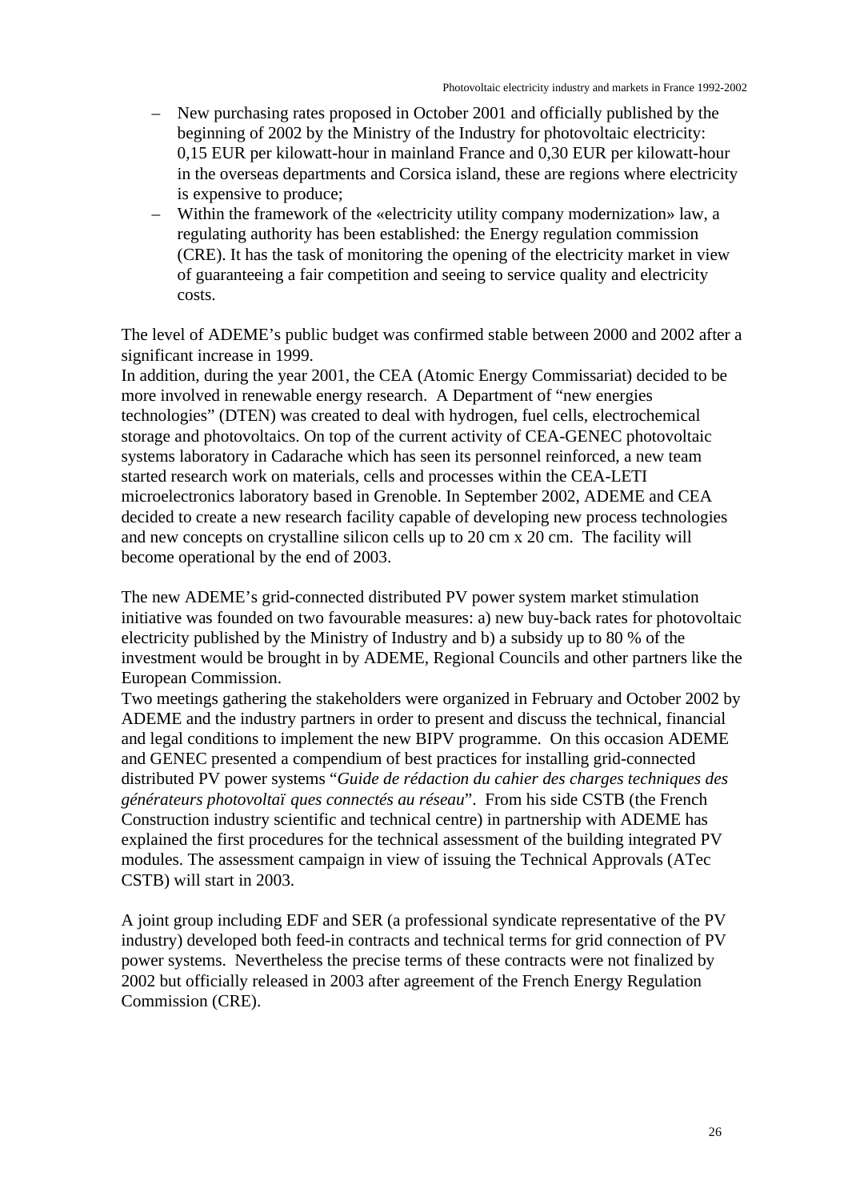- New purchasing rates proposed in October 2001 and officially published by the beginning of 2002 by the Ministry of the Industry for photovoltaic electricity: 0,15 EUR per kilowatt-hour in mainland France and 0,30 EUR per kilowatt-hour in the overseas departments and Corsica island, these are regions where electricity is expensive to produce;
- Within the framework of the «electricity utility company modernization» law, a regulating authority has been established: the Energy regulation commission (CRE). It has the task of monitoring the opening of the electricity market in view of guaranteeing a fair competition and seeing to service quality and electricity costs.

The level of ADEME's public budget was confirmed stable between 2000 and 2002 after a significant increase in 1999.
In addition, during the year 2001, the CEA (Atomic Energy Commissariat) decided to be more involved in renewable energy research. A Department of "new energies technologies" (DTEN) was created to deal with hydrogen, fuel cells, electrochemical storage and photovoltaics. On top of the current activity of CEA-GENEC photovoltaic systems laboratory in Cadarache which has seen its personnel reinforced, a new team started research work on materials, cells and processes within the CEA-LETI microelectronics laboratory based in Grenoble. In September 2002, ADEME and CEA decided to create a new research facility capable of developing new process technologies and new concepts on crystalline silicon cells up to 20 cm x 20 cm. The facility will become operational by the end of 2003.

The new ADEME's grid-connected distributed PV power system market stimulation initiative was founded on two favourable measures: a) new buy-back rates for photovoltaic electricity published by the Ministry of Industry and b) a subsidy up to 80 % of the investment would be brought in by ADEME, Regional Councils and other partners like the European Commission.
Two meetings gathering the stakeholders were organized in February and October 2002 by ADEME and the industry partners in order to present and discuss the technical, financial and legal conditions to implement the new BIPV programme. On this occasion ADEME and GENEC presented a compendium of best practices for installing grid-connected distributed PV power systems "*Guide de rédaction du cahier des charges techniques des générateurs photovoltaïques connectés au réseau*". From his side CSTB (the French Construction industry scientific and technical centre) in partnership with ADEME has explained the first procedures for the technical assessment of the building integrated PV modules. The assessment campaign in view of issuing the Technical Approvals (ATec CSTB) will start in 2003.

A joint group including EDF and SER (a professional syndicate representative of the PV industry) developed both feed-in contracts and technical terms for grid connection of PV power systems. Nevertheless the precise terms of these contracts were not finalized by 2002 but officially released in 2003 after agreement of the French Energy Regulation Commission (CRE).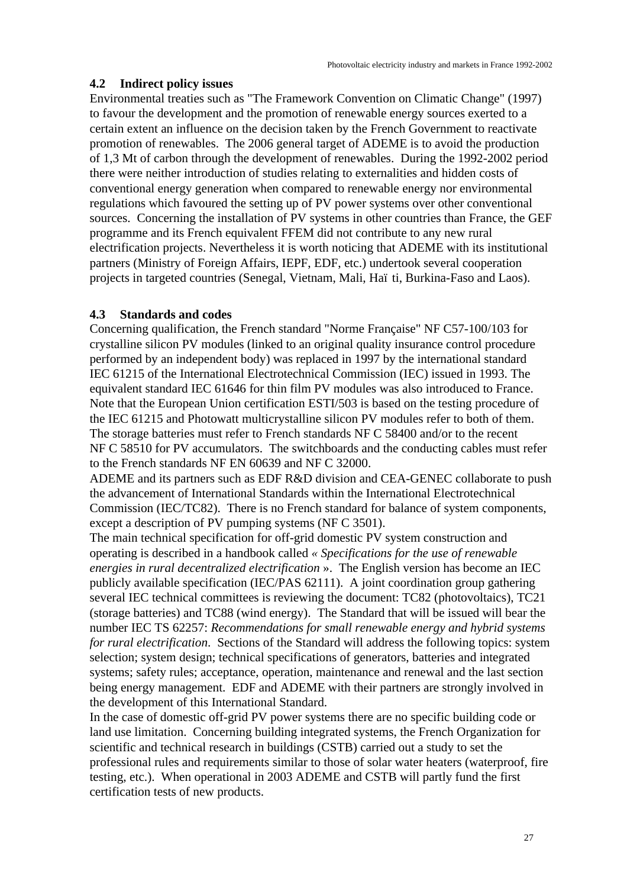### 4.2 Indirect policy issues

Environmental treaties such as "The Framework Convention on Climatic Change" (1997) to favour the development and the promotion of renewable energy sources exerted to a certain extent an influence on the decision taken by the French Government to reactivate promotion of renewables. The 2006 general target of ADEME is to avoid the production of 1,3 Mt of carbon through the development of renewables. During the 1992-2002 period there were neither introduction of studies relating to externalities and hidden costs of conventional energy generation when compared to renewable energy nor environmental regulations which favoured the setting up of PV power systems over other conventional sources. Concerning the installation of PV systems in other countries than France, the GEF programme and its French equivalent FFEM did not contribute to any new rural electrification projects. Nevertheless it is worth noticing that ADEME with its institutional partners (Ministry of Foreign Affairs, IEPF, EDF, etc.) undertook several cooperation projects in targeted countries (Senegal, Vietnam, Mali, Haïti, Burkina-Faso and Laos).

### 4.3 Standards and codes

Concerning qualification, the French standard "Norme Française" NF C57-100/103 for crystalline silicon PV modules (linked to an original quality insurance control procedure performed by an independent body) was replaced in 1997 by the international standard IEC 61215 of the International Electrotechnical Commission (IEC) issued in 1993. The equivalent standard IEC 61646 for thin film PV modules was also introduced to France. Note that the European Union certification ESTI/503 is based on the testing procedure of the IEC 61215 and Photowatt multicrystalline silicon PV modules refer to both of them. The storage batteries must refer to French standards NF C 58400 and/or to the recent NF C 58510 for PV accumulators. The switchboards and the conducting cables must refer to the French standards NF EN 60639 and NF C 32000.

ADEME and its partners such as EDF R&D division and CEA-GENEC collaborate to push the advancement of International Standards within the International Electrotechnical Commission (IEC/TC82). There is no French standard for balance of system components, except a description of PV pumping systems (NF C 3501).

The main technical specification for off-grid domestic PV system construction and operating is described in a handbook called *« Specifications for the use of renewable energies in rural decentralized electrification »*. The English version has become an IEC publicly available specification (IEC/PAS 62111). A joint coordination group gathering several IEC technical committees is reviewing the document: TC82 (photovoltaics), TC21 (storage batteries) and TC88 (wind energy). The Standard that will be issued will bear the number IEC TS 62257: *Recommendations for small renewable energy and hybrid systems for rural electrification*. Sections of the Standard will address the following topics: system selection; system design; technical specifications of generators, batteries and integrated systems; safety rules; acceptance, operation, maintenance and renewal and the last section being energy management. EDF and ADEME with their partners are strongly involved in the development of this International Standard.

In the case of domestic off-grid PV power systems there are no specific building code or land use limitation. Concerning building integrated systems, the French Organization for scientific and technical research in buildings (CSTB) carried out a study to set the professional rules and requirements similar to those of solar water heaters (waterproof, fire testing, etc.). When operational in 2003 ADEME and CSTB will partly fund the first certification tests of new products.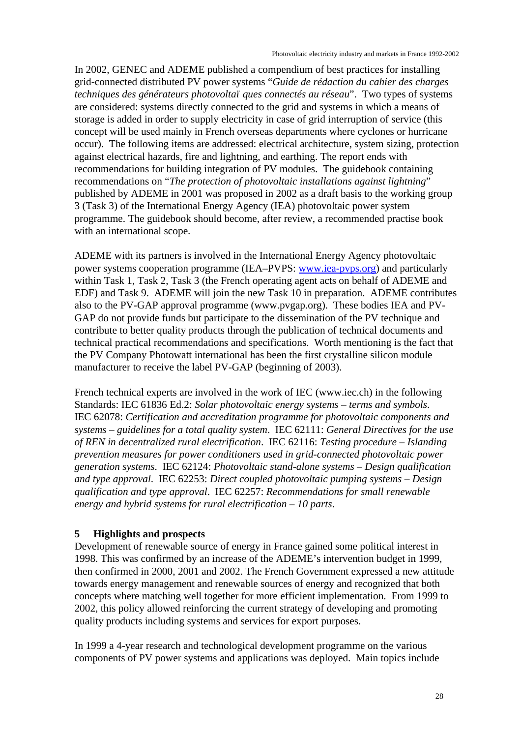In 2002, GENEC and ADEME published a compendium of best practices for installing grid-connected distributed PV power systems "*Guide de rédaction du cahier des charges techniques des générateurs photovoltaï ques connectés au réseau*". Two types of systems are considered: systems directly connected to the grid and systems in which a means of storage is added in order to supply electricity in case of grid interruption of service (this concept will be used mainly in French overseas departments where cyclones or hurricane occur). The following items are addressed: electrical architecture, system sizing, protection against electrical hazards, fire and lightning, and earthing. The report ends with recommendations for building integration of PV modules. The guidebook containing recommendations on "*The protection of photovoltaic installations against lightning*" published by ADEME in 2001 was proposed in 2002 as a draft basis to the working group 3 (Task 3) of the International Energy Agency (IEA) photovoltaic power system programme. The guidebook should become, after review, a recommended practise book with an international scope.

ADEME with its partners is involved in the International Energy Agency photovoltaic power systems cooperation programme (IEA–PVPS: www.iea-pvps.org) and particularly within Task 1, Task 2, Task 3 (the French operating agent acts on behalf of ADEME and EDF) and Task 9. ADEME will join the new Task 10 in preparation. ADEME contributes also to the PV-GAP approval programme (www.pvgap.org). These bodies IEA and PV-GAP do not provide funds but participate to the dissemination of the PV technique and contribute to better quality products through the publication of technical documents and technical practical recommendations and specifications. Worth mentioning is the fact that the PV Company Photowatt international has been the first crystalline silicon module manufacturer to receive the label PV-GAP (beginning of 2003).

French technical experts are involved in the work of IEC (www.iec.ch) in the following Standards: IEC 61836 Ed.2: *Solar photovoltaic energy systems – terms and symbols*. IEC 62078: *Certification and accreditation programme for photovoltaic components and systems – guidelines for a total quality system*. IEC 62111: *General Directives for the use of REN in decentralized rural electrification*. IEC 62116: *Testing procedure – Islanding prevention measures for power conditioners used in grid-connected photovoltaic power generation systems*. IEC 62124: *Photovoltaic stand-alone systems – Design qualification and type approval*. IEC 62253: *Direct coupled photovoltaic pumping systems – Design qualification and type approval*. IEC 62257: *Recommendations for small renewable energy and hybrid systems for rural electrification – 10 parts*.

## 5 Highlights and prospects

Development of renewable source of energy in France gained some political interest in 1998. This was confirmed by an increase of the ADEME's intervention budget in 1999, then confirmed in 2000, 2001 and 2002. The French Government expressed a new attitude towards energy management and renewable sources of energy and recognized that both concepts where matching well together for more efficient implementation. From 1999 to 2002, this policy allowed reinforcing the current strategy of developing and promoting quality products including systems and services for export purposes.

In 1999 a 4-year research and technological development programme on the various components of PV power systems and applications was deployed. Main topics include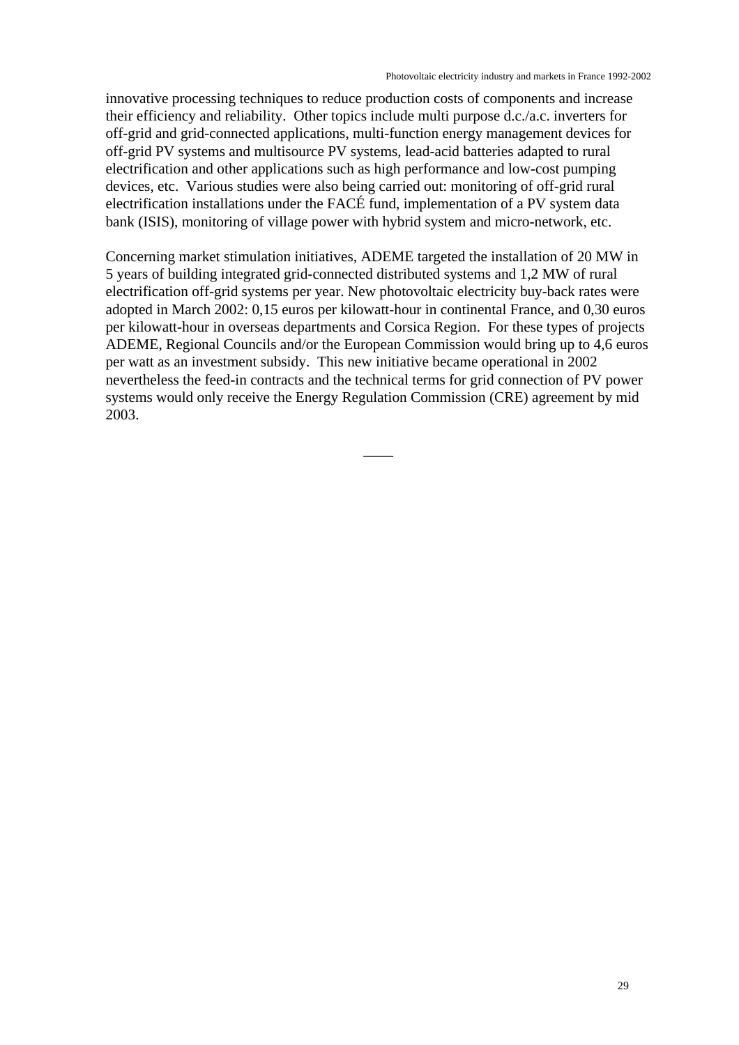innovative processing techniques to reduce production costs of components and increase their efficiency and reliability. Other topics include multi purpose d.c./a.c. inverters for off-grid and grid-connected applications, multi-function energy management devices for off-grid PV systems and multisource PV systems, lead-acid batteries adapted to rural electrification and other applications such as high performance and low-cost pumping devices, etc. Various studies were also being carried out: monitoring of off-grid rural electrification installations under the FACÉ fund, implementation of a PV system data bank (ISIS), monitoring of village power with hybrid system and micro-network, etc.

Concerning market stimulation initiatives, ADEME targeted the installation of 20 MW in 5 years of building integrated grid-connected distributed systems and 1,2 MW of rural electrification off-grid systems per year. New photovoltaic electricity buy-back rates were adopted in March 2002: 0,15 euros per kilowatt-hour in continental France, and 0,30 euros per kilowatt-hour in overseas departments and Corsica Region. For these types of projects ADEME, Regional Councils and/or the European Commission would bring up to 4,6 euros per watt as an investment subsidy. This new initiative became operational in 2002 nevertheless the feed-in contracts and the technical terms for grid connection of PV power systems would only receive the Energy Regulation Commission (CRE) agreement by mid 2003.

____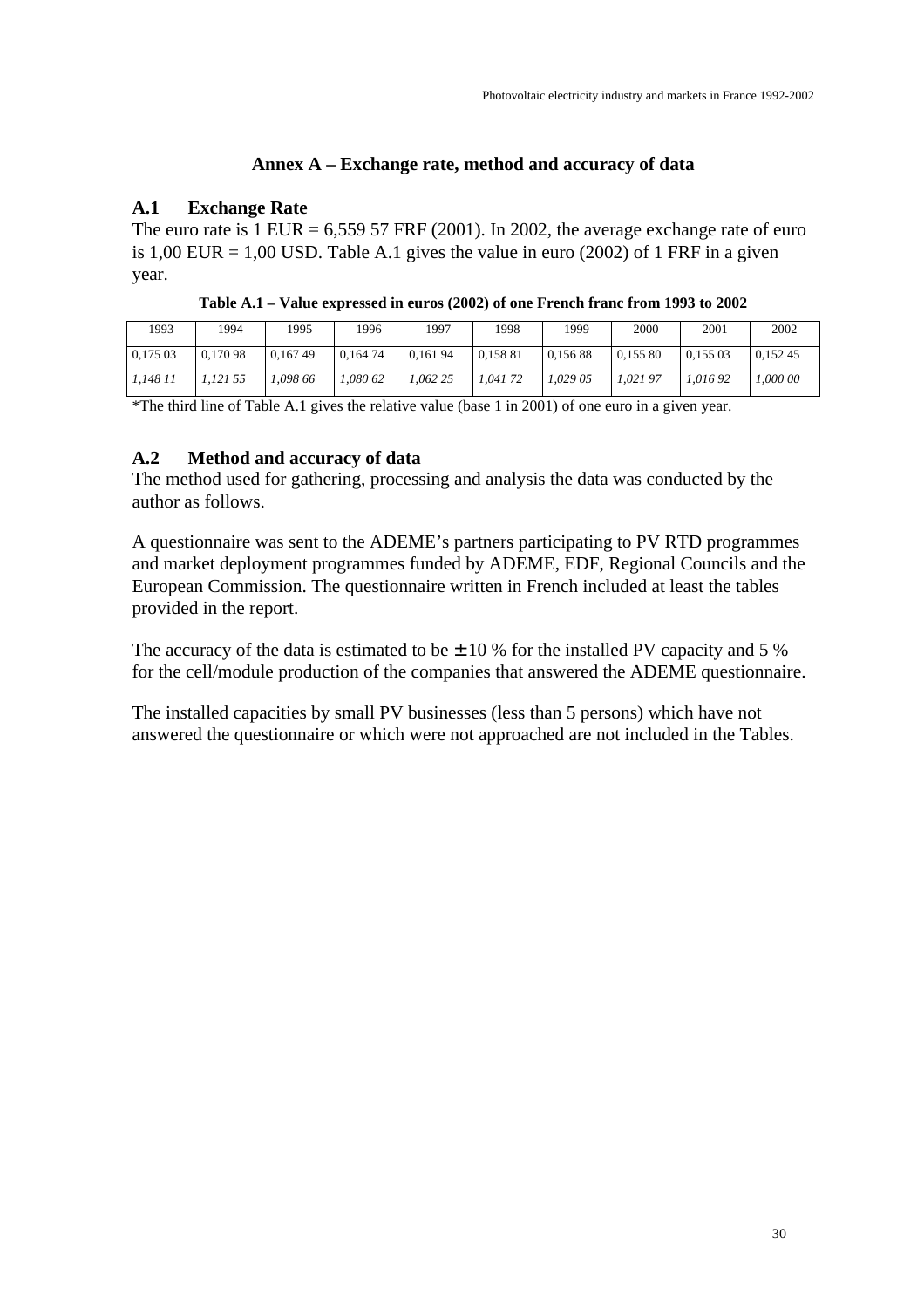## Annex A – Exchange rate, method and accuracy of data

### A.1 Exchange Rate

The euro rate is 1 EUR = 6,559 57 FRF (2001). In 2002, the average exchange rate of euro is 1,00 EUR = 1,00 USD. Table A.1 gives the value in euro (2002) of 1 FRF in a given year.

**Table A.1 – Value expressed in euros (2002) of one French franc from 1993 to 2002**

| 1993 | 1994 | 1995 | 1996 | 1997 | 1998 | 1999 | 2000 | 2001 | 2002 |
|---|---|---|---|---|---|---|---|---|---|
| 0,175 03 | 0,170 98 | 0,167 49 | 0,164 74 | 0,161 94 | 0,158 81 | 0,156 88 | 0,155 80 | 0,155 03 | 0,152 45 |
| *1,148 11* | *1,121 55* | *1,098 66* | *1,080 62* | *1,062 25* | *1,041 72* | *1,029 05* | *1,021 97* | *1,016 92* | *1,000 00* |

*The third line of Table A.1 gives the relative value (base 1 in 2001) of one euro in a given year.

### A.2 Method and accuracy of data

The method used for gathering, processing and analysis the data was conducted by the author as follows.

A questionnaire was sent to the ADEME's partners participating to PV RTD programmes and market deployment programmes funded by ADEME, EDF, Regional Councils and the European Commission. The questionnaire written in French included at least the tables provided in the report.

The accuracy of the data is estimated to be $\pm$ 10 % for the installed PV capacity and 5 % for the cell/module production of the companies that answered the ADEME questionnaire.

The installed capacities by small PV businesses (less than 5 persons) which have not answered the questionnaire or which were not approached are not included in the Tables.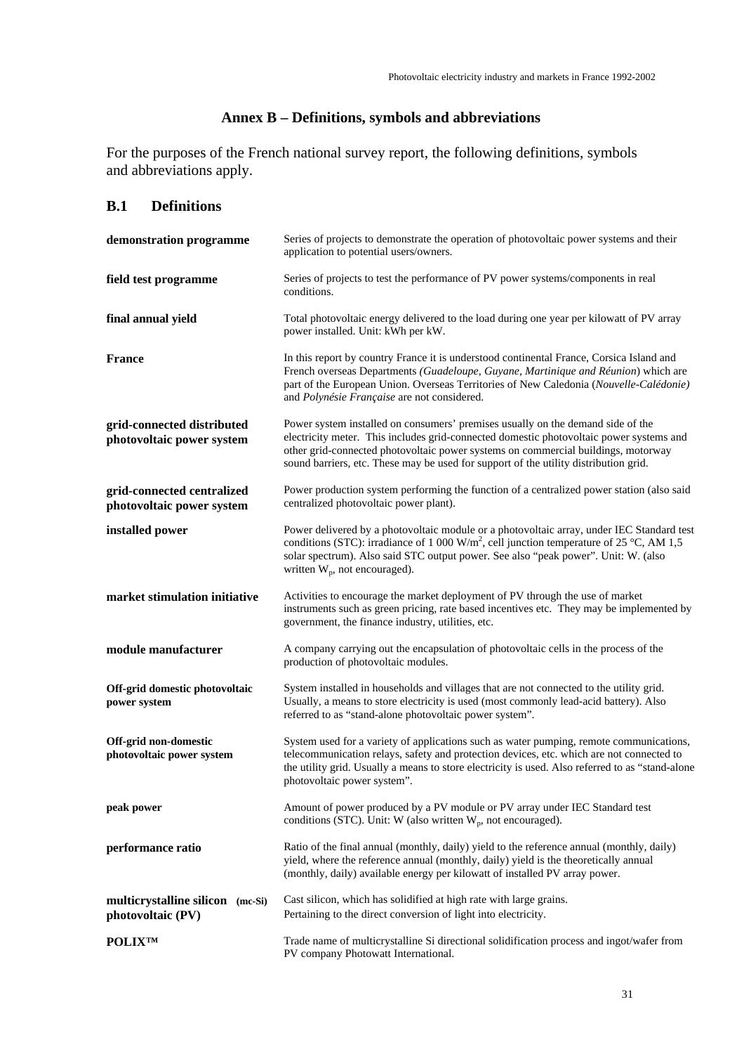# Annex B – Definitions, symbols and abbreviations

For the purposes of the French national survey report, the following definitions, symbols and abbreviations apply.

## B.1 Definitions

**demonstration programme** — Series of projects to demonstrate the operation of photovoltaic power systems and their application to potential users/owners.

**field test programme** — Series of projects to test the performance of PV power systems/components in real conditions.

**final annual yield** — Total photovoltaic energy delivered to the load during one year per kilowatt of PV array power installed. Unit: kWh per kW.

**France** — In this report by country France it is understood continental France, Corsica Island and French overseas Departments *(Guadeloupe, Guyane, Martinique and Réunion*) which are part of the European Union. Overseas Territories of New Caledonia (*Nouvelle-Calédonie)* and *Polynésie Française* are not considered.

**grid-connected distributed photovoltaic power system** — Power system installed on consumers' premises usually on the demand side of the electricity meter. This includes grid-connected domestic photovoltaic power systems and other grid-connected photovoltaic power systems on commercial buildings, motorway sound barriers, etc. These may be used for support of the utility distribution grid.

**grid-connected centralized photovoltaic power system** — Power production system performing the function of a centralized power station (also said centralized photovoltaic power plant).

**installed power** — Power delivered by a photovoltaic module or a photovoltaic array, under IEC Standard test conditions (STC): irradiance of 1 000 W/m$^2$, cell junction temperature of 25 °C, AM 1,5 solar spectrum). Also said STC output power. See also "peak power". Unit: W. (also written $W_p$, not encouraged).

**market stimulation initiative** — Activities to encourage the market deployment of PV through the use of market instruments such as green pricing, rate based incentives etc. They may be implemented by government, the finance industry, utilities, etc.

**module manufacturer** — A company carrying out the encapsulation of photovoltaic cells in the process of the production of photovoltaic modules.

**Off-grid domestic photovoltaic power system** — System installed in households and villages that are not connected to the utility grid. Usually, a means to store electricity is used (most commonly lead-acid battery). Also referred to as "stand-alone photovoltaic power system".

**Off-grid non-domestic photovoltaic power system** — System used for a variety of applications such as water pumping, remote communications, telecommunication relays, safety and protection devices, etc. which are not connected to the utility grid. Usually a means to store electricity is used. Also referred to as "stand-alone photovoltaic power system".

**peak power** — Amount of power produced by a PV module or PV array under IEC Standard test conditions (STC). Unit: W (also written $W_p$, not encouraged).

**performance ratio** — Ratio of the final annual (monthly, daily) yield to the reference annual (monthly, daily) yield, where the reference annual (monthly, daily) yield is the theoretically annual (monthly, daily) available energy per kilowatt of installed PV array power.

**multicrystalline silicon (mc-Si)** — Cast silicon, which has solidified at high rate with large grains.

**photovoltaic (PV)** — Pertaining to the direct conversion of light into electricity.

**POLIX™** — Trade name of multicrystalline Si directional solidification process and ingot/wafer from PV company Photowatt International.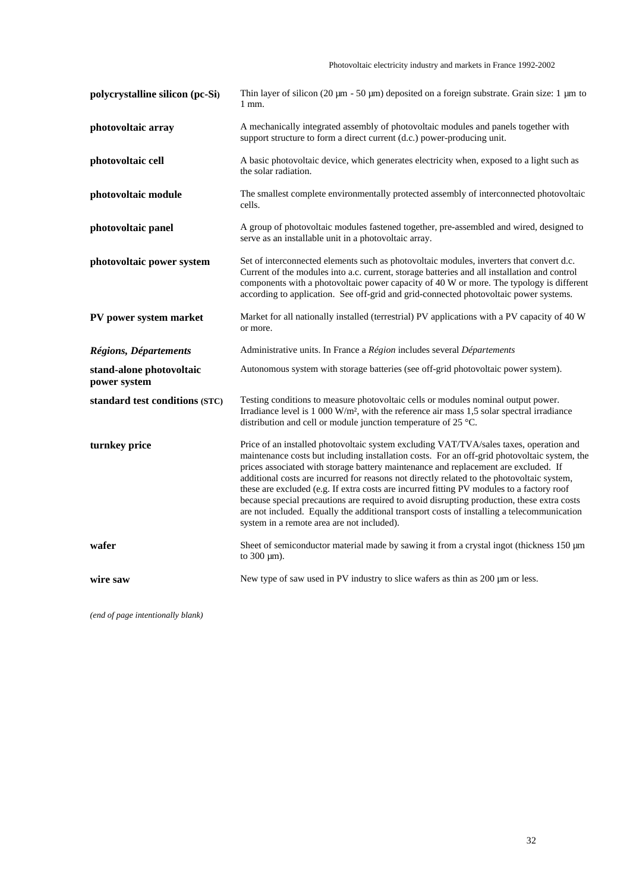| | |
|---|---|
| **polycrystalline silicon (pc-Si)** | Thin layer of silicon (20 µm - 50 µm) deposited on a foreign substrate. Grain size: 1 µm to 1 mm. |
| **photovoltaic array** | A mechanically integrated assembly of photovoltaic modules and panels together with support structure to form a direct current (d.c.) power-producing unit. |
| **photovoltaic cell** | A basic photovoltaic device, which generates electricity when, exposed to a light such as the solar radiation. |
| **photovoltaic module** | The smallest complete environmentally protected assembly of interconnected photovoltaic cells. |
| **photovoltaic panel** | A group of photovoltaic modules fastened together, pre-assembled and wired, designed to serve as an installable unit in a photovoltaic array. |
| **photovoltaic power system** | Set of interconnected elements such as photovoltaic modules, inverters that convert d.c. Current of the modules into a.c. current, storage batteries and all installation and control components with a photovoltaic power capacity of 40 W or more. The typology is different according to application. See off-grid and grid-connected photovoltaic power systems. |
| **PV power system market** | Market for all nationally installed (terrestrial) PV applications with a PV capacity of 40 W or more. |
| ***Régions, Départements*** | Administrative units. In France a *Région* includes several *Départements* |
| **stand-alone photovoltaic power system** | Autonomous system with storage batteries (see off-grid photovoltaic power system). |
| **standard test conditions (STC)** | Testing conditions to measure photovoltaic cells or modules nominal output power. Irradiance level is 1 000 W/m², with the reference air mass 1,5 solar spectral irradiance distribution and cell or module junction temperature of 25 °C. |
| **turnkey price** | Price of an installed photovoltaic system excluding VAT/TVA/sales taxes, operation and maintenance costs but including installation costs. For an off-grid photovoltaic system, the prices associated with storage battery maintenance and replacement are excluded. If additional costs are incurred for reasons not directly related to the photovoltaic system, these are excluded (e.g. If extra costs are incurred fitting PV modules to a factory roof because special precautions are required to avoid disrupting production, these extra costs are not included. Equally the additional transport costs of installing a telecommunication system in a remote area are not included). |
| **wafer** | Sheet of semiconductor material made by sawing it from a crystal ingot (thickness 150 µm to 300 µm). |
| **wire saw** | New type of saw used in PV industry to slice wafers as thin as 200 µm or less. |

*(end of page intentionally blank)*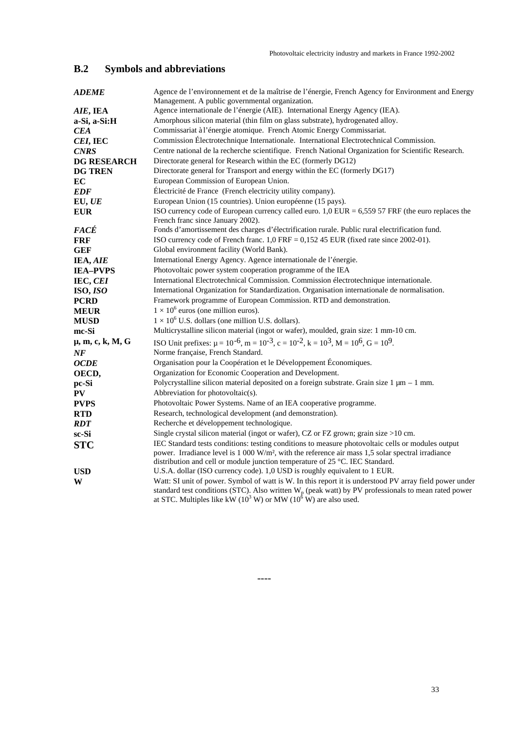## B.2 Symbols and abbreviations

| | |
|---|---|
| ***ADEME*** | Agence de l'environnement et de la maîtrise de l'énergie, French Agency for Environment and Energy Management. A public governmental organization. |
| ***AIE*, IEA** | Agence internationale de l'énergie (AIE). International Energy Agency (IEA). |
| **a-Si, a-Si:H** | Amorphous silicon material (thin film on glass substrate), hydrogenated alloy. |
| ***CEA*** | Commissariat à l'énergie atomique. French Atomic Energy Commissariat. |
| ***CEI*, IEC** | Commission Électrotechnique Internationale. International Electrotechnical Commission. |
| ***CNRS*** | Centre national de la recherche scientifique. French National Organization for Scientific Research. |
| **DG RESEARCH** | Directorate general for Research within the EC (formerly DG12) |
| **DG TREN** | Directorate general for Transport and energy within the EC (formerly DG17) |
| **EC** | European Commission of European Union. |
| ***EDF*** | Électricité de France (French electricity utility company). |
| **EU, *UE*** | European Union (15 countries). Union européenne (15 pays). |
| **EUR** | ISO currency code of European currency called euro. 1,0 EUR = 6,559 57 FRF (the euro replaces the French franc since January 2002). |
| ***FACÉ*** | Fonds d'amortissement des charges d'électrification rurale. Public rural electrification fund. |
| **FRF** | ISO currency code of French franc. 1,0 FRF = 0,152 45 EUR (fixed rate since 2002-01). |
| **GEF** | Global environment facility (World Bank). |
| **IEA, *AIE*** | International Energy Agency. Agence internationale de l'énergie. |
| **IEA–PVPS** | Photovoltaic power system cooperation programme of the IEA |
| **IEC, *CEI*** | International Electrotechnical Commission. Commission électrotechnique internationale. |
| **ISO, *ISO*** | International Organization for Standardization. Organisation internationale de normalisation. |
| **PCRD** | Framework programme of European Commission. RTD and demonstration. |
| **MEUR** | $1 \times 10^6$ euros (one million euros). |
| **MUSD** | $1 \times 10^6$ U.S. dollars (one million U.S. dollars). |
| **mc-Si** | Multicrystalline silicon material (ingot or wafer), moulded, grain size: 1 mm-10 cm. |
| **µ, m, c, k, M, G** | ISO Unit prefixes: $\mu = 10^{-6}$, $m = 10^{-3}$, $c = 10^{-2}$, $k = 10^3$, $M = 10^6$, $G = 10^9$. |
| ***NF*** | Norme française, French Standard. |
| ***OCDE*** | Organisation pour la Coopération et le Développement Économiques. |
| **OECD,** | Organization for Economic Cooperation and Development. |
| **pc-Si** | Polycrystalline silicon material deposited on a foreign substrate. Grain size 1 µm – 1 mm. |
| **PV** | Abbreviation for photovoltaic(s). |
| **PVPS** | Photovoltaic Power Systems. Name of an IEA cooperative programme. |
| **RTD** | Research, technological development (and demonstration). |
| ***RDT*** | Recherche et développement technologique. |
| **sc-Si** | Single crystal silicon material (ingot or wafer), CZ or FZ grown; grain size >10 cm. |
| **STC** | IEC Standard tests conditions: testing conditions to measure photovoltaic cells or modules output power. Irradiance level is 1 000 W/m², with the reference air mass 1,5 solar spectral irradiance distribution and cell or module junction temperature of 25 °C. IEC Standard. |
| **USD** | U.S.A. dollar (ISO currency code). 1,0 USD is roughly equivalent to 1 EUR. |
| **W** | Watt: SI unit of power. Symbol of watt is W. In this report it is understood PV array field power under standard test conditions (STC). Also written $W_p$ (peak watt) by PV professionals to mean rated power at STC. Multiples like kW ($10^3$ W) or MW ($10^6$ W) are also used. |

----